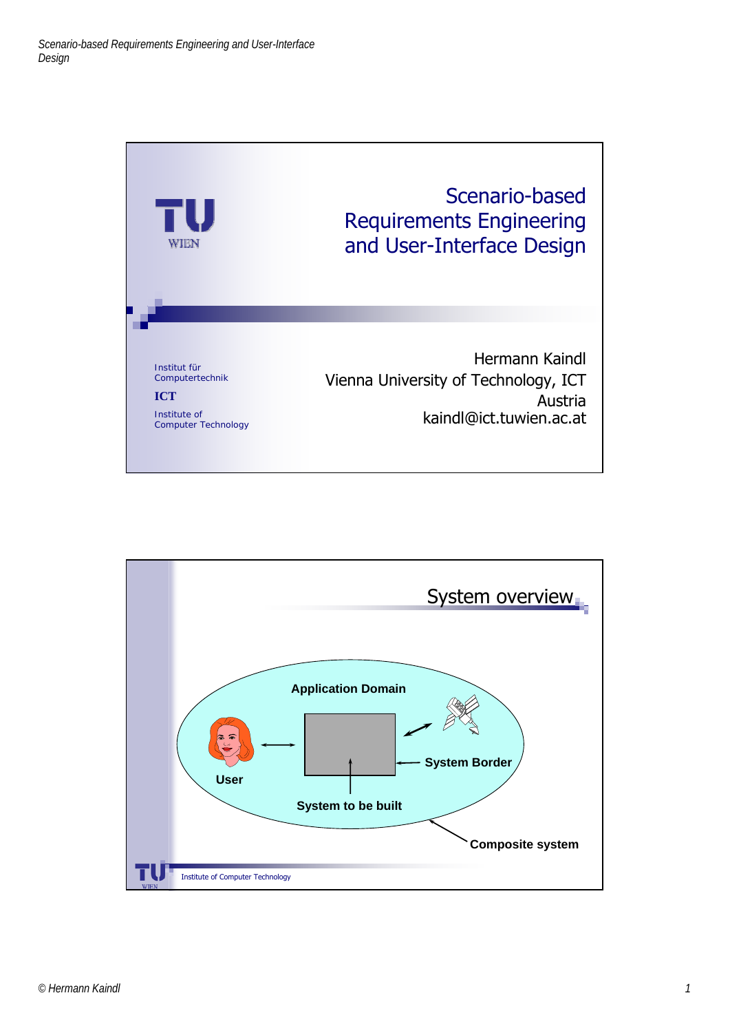# Scenario-based Requirements Engineering and User-Interface Design

Hermann Kaindl
Vienna University of Technology, ICT
Austria
kaindl@ict.tuwien.ac.at

Institut für Computertechnik

**ICT**

Institute of Computer Technology

## System overview

- Application Domain
- User
- System Border
- System to be built
- Composite system

Institute of Computer Technology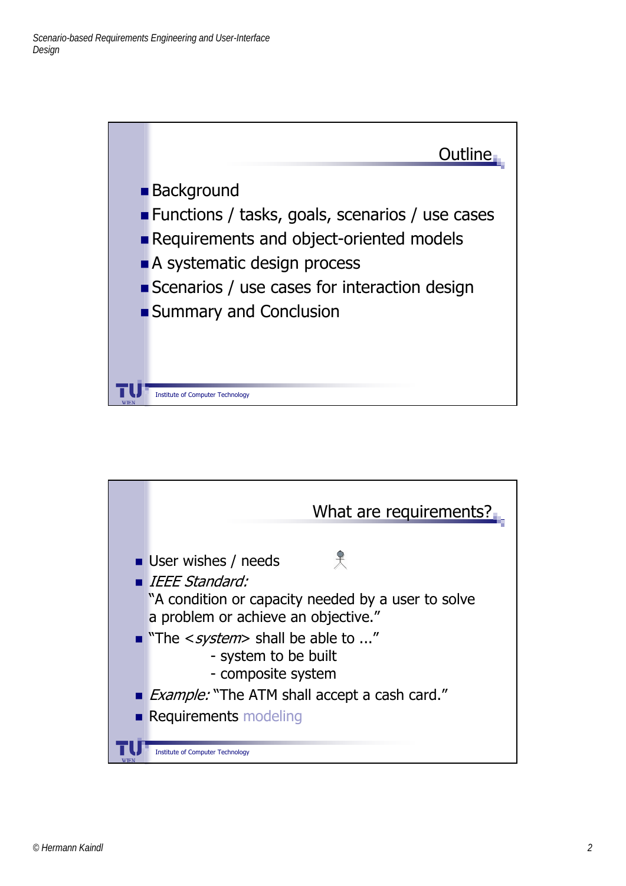## Outline

- Background
- Functions / tasks, goals, scenarios / use cases
- Requirements and object-oriented models
- A systematic design process
- Scenarios / use cases for interaction design
- Summary and Conclusion

Institute of Computer Technology

## What are requirements?

- User wishes / needs
- *IEEE Standard:*
  "A condition or capacity needed by a user to solve a problem or achieve an objective."
- "The <*system*> shall be able to ..."
  - system to be built
  - composite system
- *Example:* "The ATM shall accept a cash card."
- Requirements modeling

Institute of Computer Technology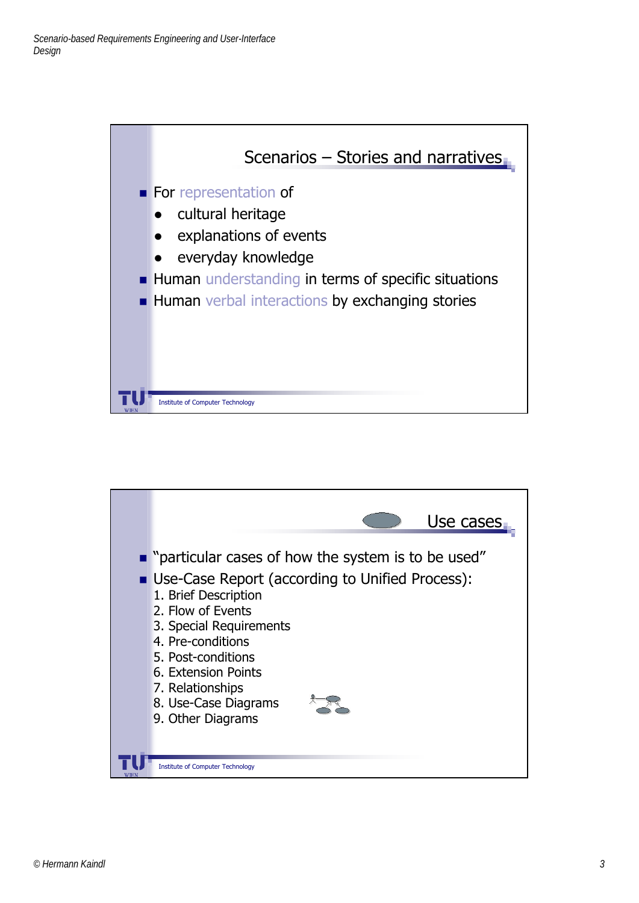## Scenarios – Stories and narratives

- For representation of
  - cultural heritage
  - explanations of events
  - everyday knowledge
- Human understanding in terms of specific situations
- Human verbal interactions by exchanging stories

Institute of Computer Technology

## Use cases

- "particular cases of how the system is to be used"
- Use-Case Report (according to Unified Process):
  1. Brief Description
  2. Flow of Events
  3. Special Requirements
  4. Pre-conditions
  5. Post-conditions
  6. Extension Points
  7. Relationships
  8. Use-Case Diagrams
  9. Other Diagrams

Institute of Computer Technology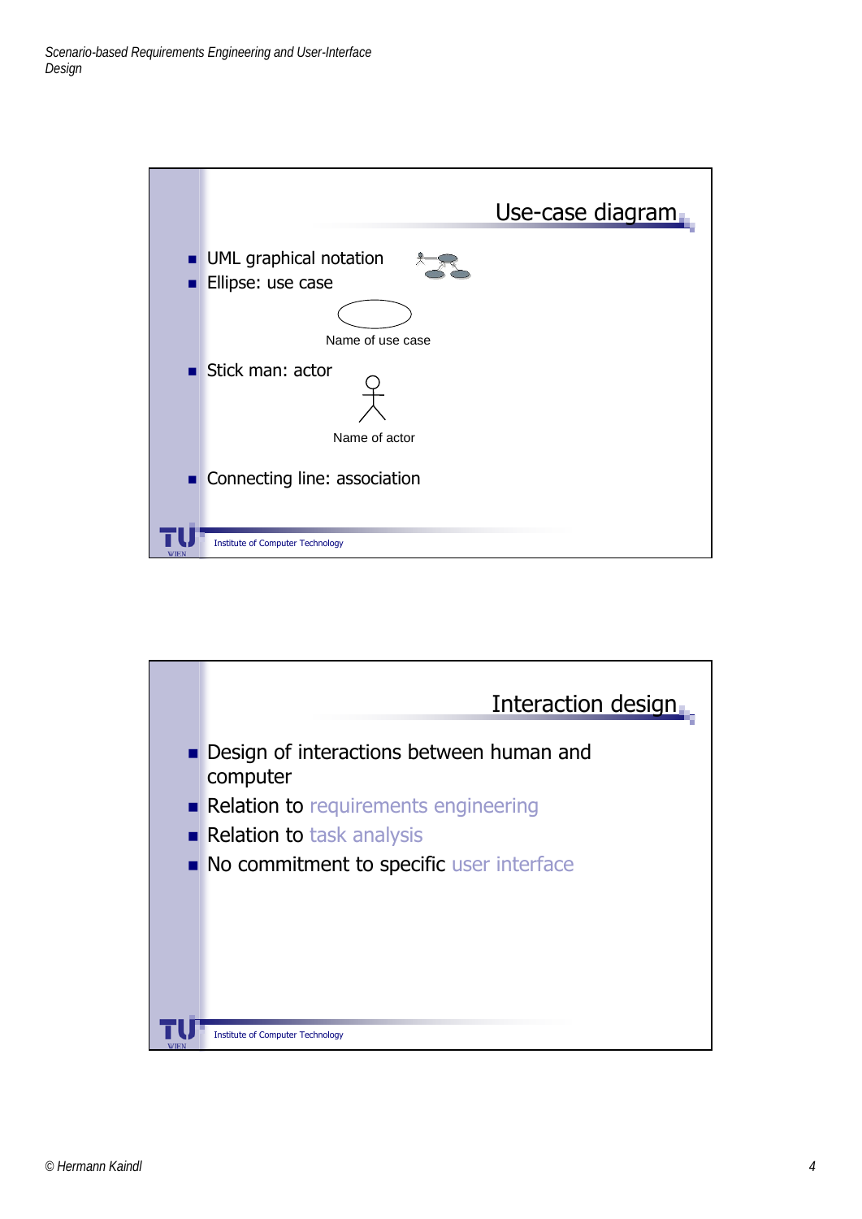## Use-case diagram

- UML graphical notation
- Ellipse: use case

  Name of use case

- Stick man: actor

  Name of actor

- Connecting line: association

Institute of Computer Technology

## Interaction design

- Design of interactions between human and computer
- Relation to requirements engineering
- Relation to task analysis
- No commitment to specific user interface

Institute of Computer Technology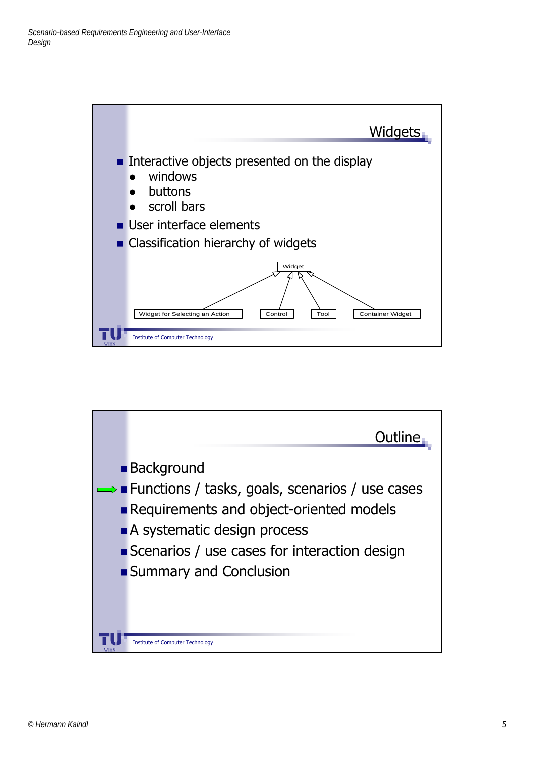## Widgets

- Interactive objects presented on the display
  - windows
  - buttons
  - scroll bars
- User interface elements
- Classification hierarchy of widgets

Widget

Widget for Selecting an Action | Control | Tool | Container Widget

Institute of Computer Technology

## Outline

- Background
- ➡ Functions / tasks, goals, scenarios / use cases
- Requirements and object-oriented models
- A systematic design process
- Scenarios / use cases for interaction design
- Summary and Conclusion

Institute of Computer Technology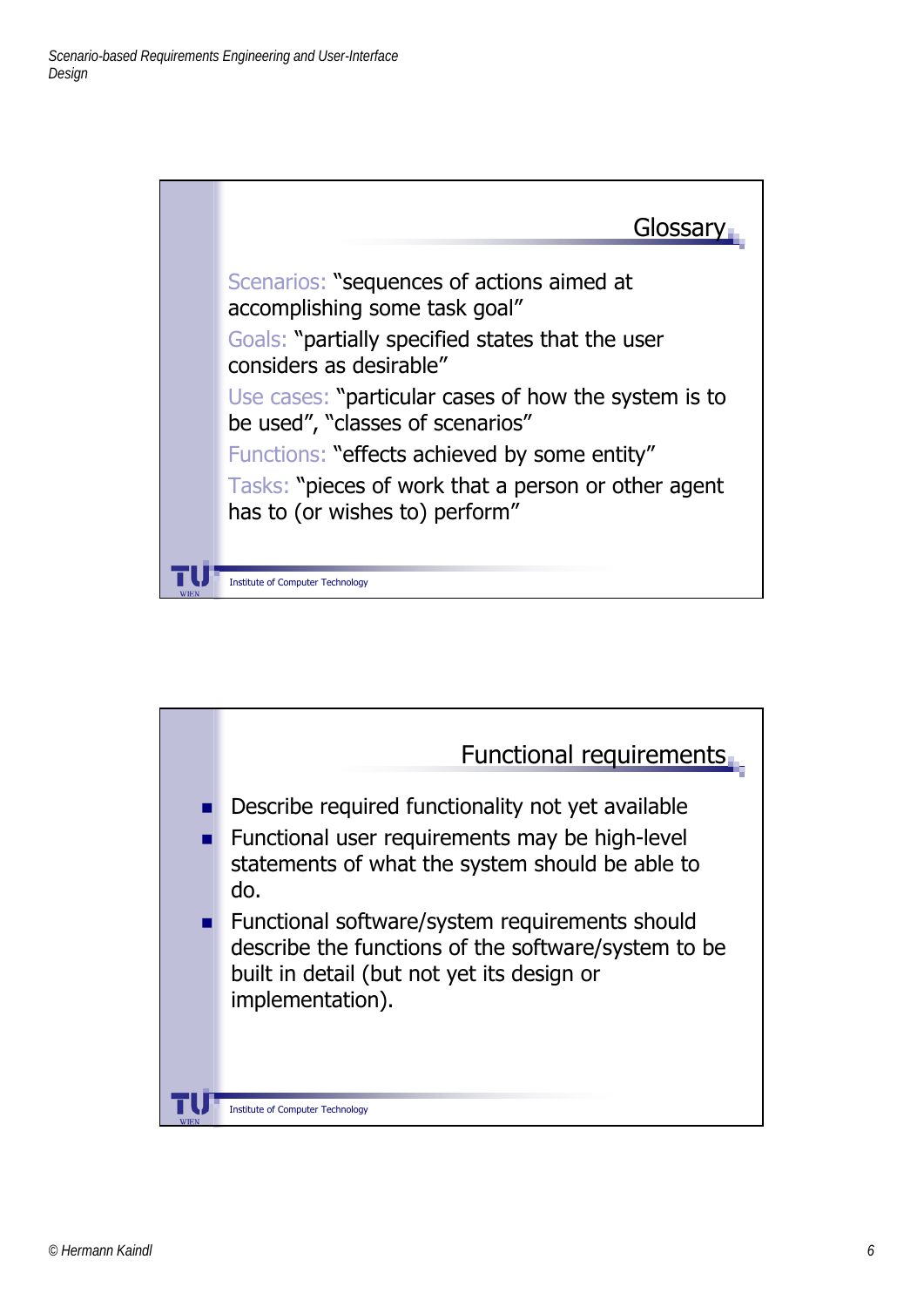## Glossary

Scenarios: "sequences of actions aimed at accomplishing some task goal"

Goals: "partially specified states that the user considers as desirable"

Use cases: "particular cases of how the system is to be used", "classes of scenarios"

Functions: "effects achieved by some entity"

Tasks: "pieces of work that a person or other agent has to (or wishes to) perform"

Institute of Computer Technology

## Functional requirements

- Describe required functionality not yet available
- Functional user requirements may be high-level statements of what the system should be able to do.
- Functional software/system requirements should describe the functions of the software/system to be built in detail (but not yet its design or implementation).

Institute of Computer Technology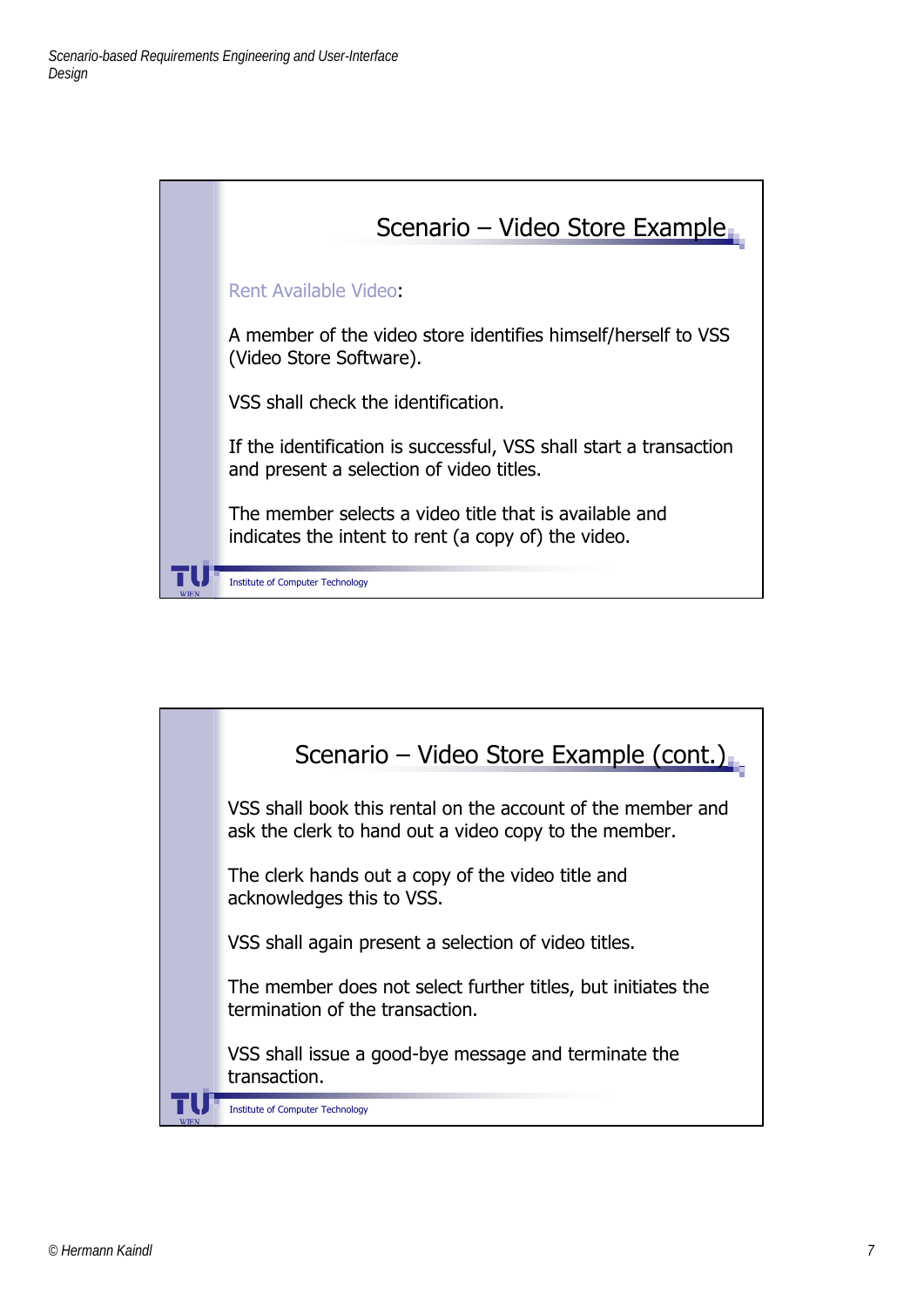## Scenario – Video Store Example

Rent Available Video:

A member of the video store identifies himself/herself to VSS (Video Store Software).

VSS shall check the identification.

If the identification is successful, VSS shall start a transaction and present a selection of video titles.

The member selects a video title that is available and indicates the intent to rent (a copy of) the video.

Institute of Computer Technology

## Scenario – Video Store Example (cont.)

VSS shall book this rental on the account of the member and ask the clerk to hand out a video copy to the member.

The clerk hands out a copy of the video title and acknowledges this to VSS.

VSS shall again present a selection of video titles.

The member does not select further titles, but initiates the termination of the transaction.

VSS shall issue a good-bye message and terminate the transaction.

Institute of Computer Technology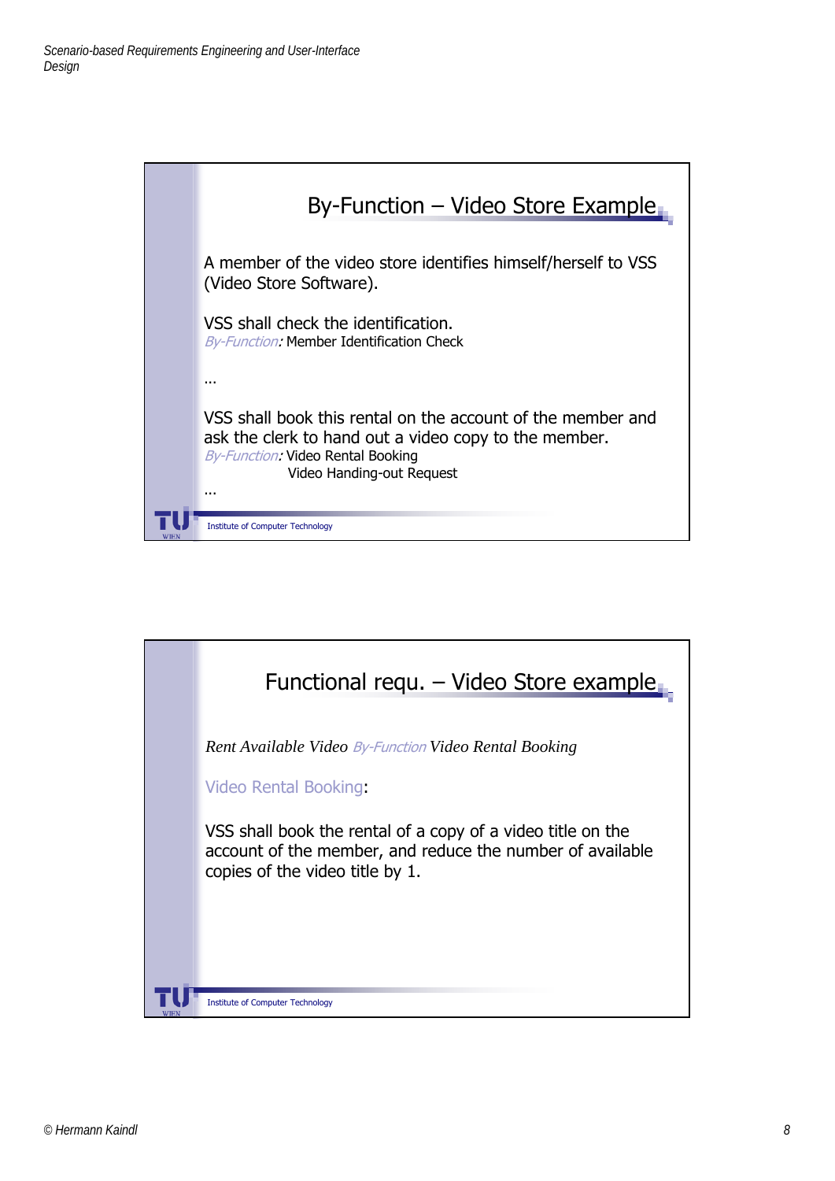## By-Function – Video Store Example

A member of the video store identifies himself/herself to VSS (Video Store Software).

VSS shall check the identification.
*By-Function:* Member Identification Check

…

VSS shall book this rental on the account of the member and ask the clerk to hand out a video copy to the member.
*By-Function:* Video Rental Booking
Video Handing-out Request

…

Institute of Computer Technology

## Functional requ. – Video Store example

*Rent Available Video By-Function Video Rental Booking*

Video Rental Booking:

VSS shall book the rental of a copy of a video title on the account of the member, and reduce the number of available copies of the video title by 1.

Institute of Computer Technology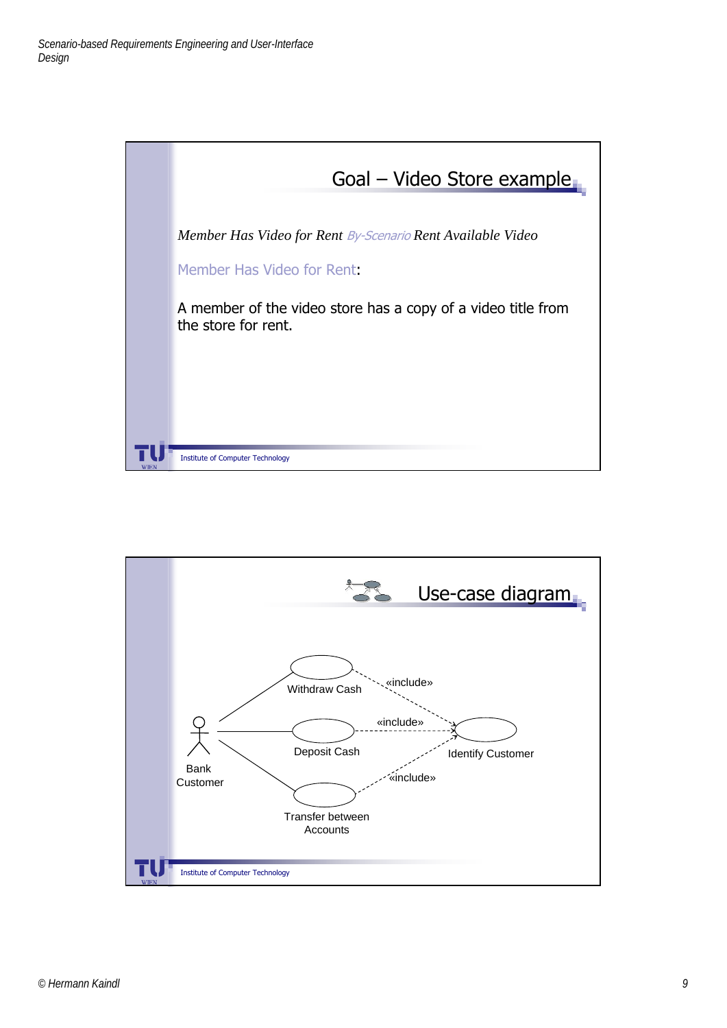## Goal – Video Store example

*Member Has Video for Rent* *By-Scenario* *Rent Available Video*

Member Has Video for Rent:

A member of the video store has a copy of a video title from the store for rent.

Institute of Computer Technology

## Use-case diagram

Withdraw Cash

«include»

Deposit Cash

«include»

Identify Customer

Bank Customer

«include»

Transfer between Accounts

Institute of Computer Technology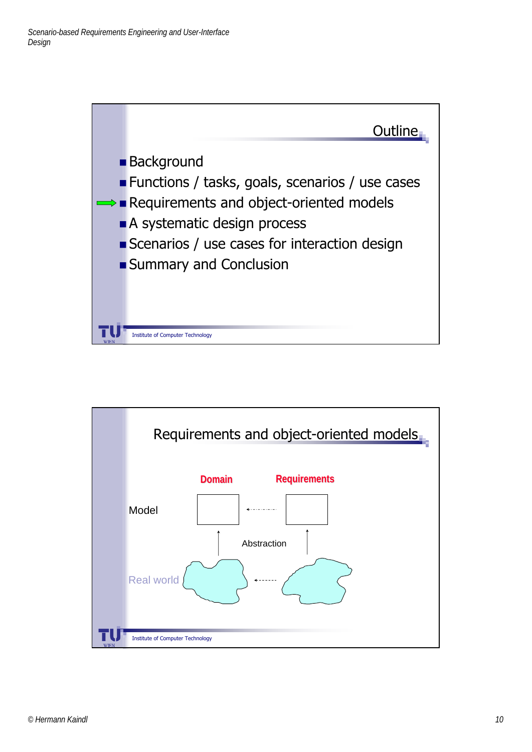## Outline

- Background
- Functions / tasks, goals, scenarios / use cases
- ➡ Requirements and object-oriented models
- A systematic design process
- Scenarios / use cases for interaction design
- Summary and Conclusion

Institute of Computer Technology

## Requirements and object-oriented models

|  | Domain | | Requirements |
|---|---|---|---|
| Model | ☐ | ← | ☐ |
|  | ↑ | Abstraction | ↑ |
| Real world | ☁ | ← | ☁ |

Institute of Computer Technology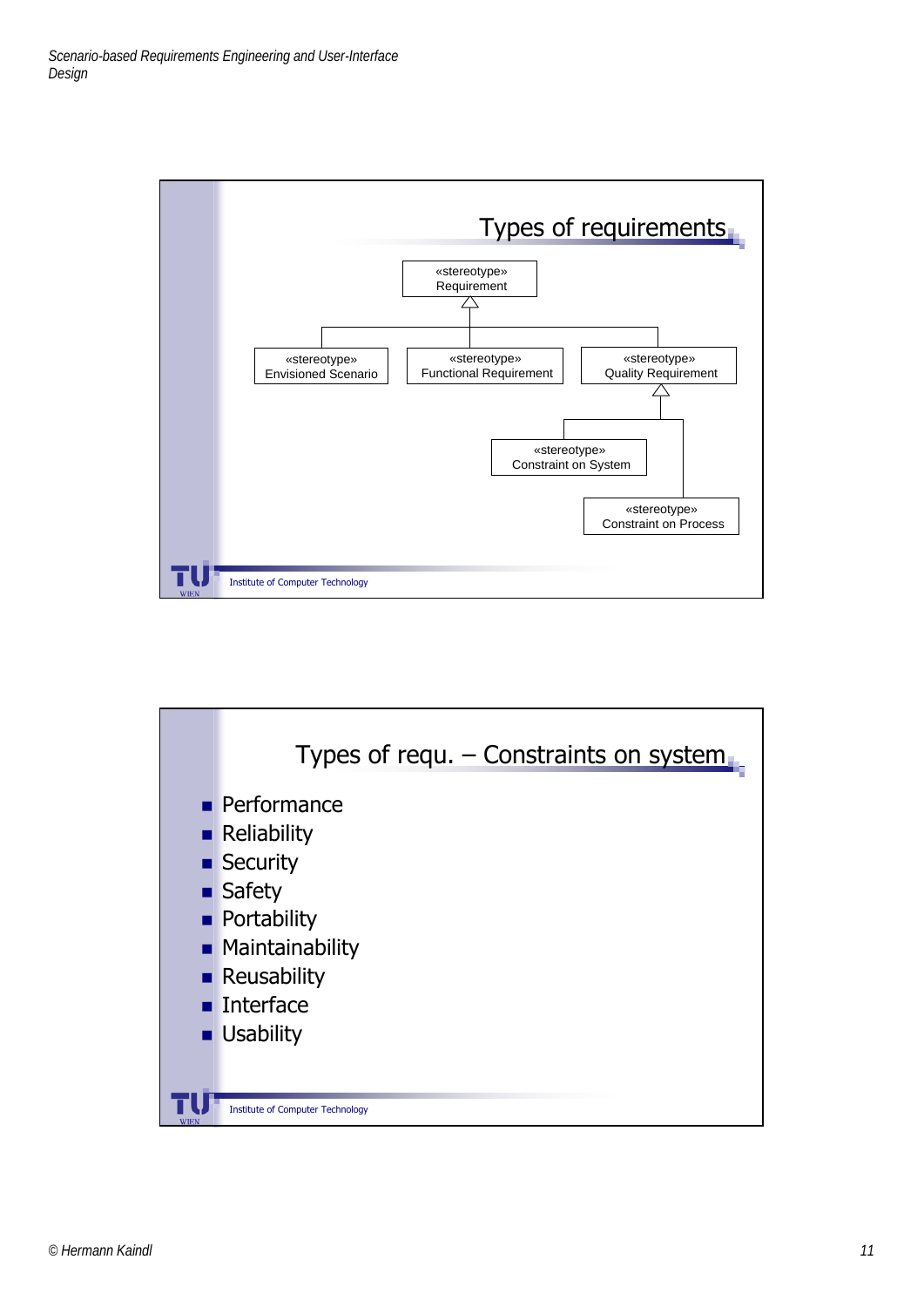## Types of requirements

- «stereotype» Requirement
  - «stereotype» Envisioned Scenario
  - «stereotype» Functional Requirement
  - «stereotype» Quality Requirement
    - «stereotype» Constraint on System
    - «stereotype» Constraint on Process

Institute of Computer Technology

## Types of requ. – Constraints on system

- Performance
- Reliability
- Security
- Safety
- Portability
- Maintainability
- Reusability
- Interface
- Usability

Institute of Computer Technology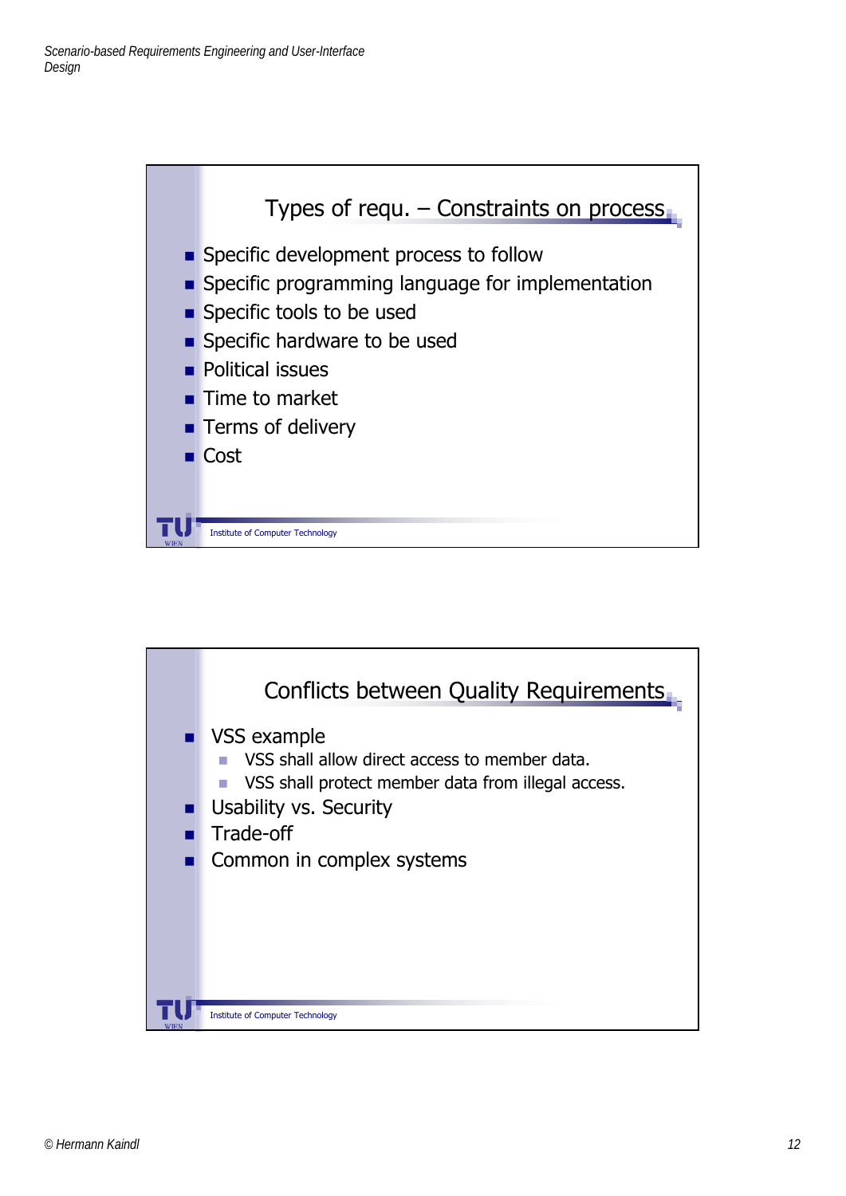## Types of requ. – Constraints on process

- Specific development process to follow
- Specific programming language for implementation
- Specific tools to be used
- Specific hardware to be used
- Political issues
- Time to market
- Terms of delivery
- Cost

Institute of Computer Technology

## Conflicts between Quality Requirements

- VSS example
  - VSS shall allow direct access to member data.
  - VSS shall protect member data from illegal access.
- Usability vs. Security
- Trade-off
- Common in complex systems

Institute of Computer Technology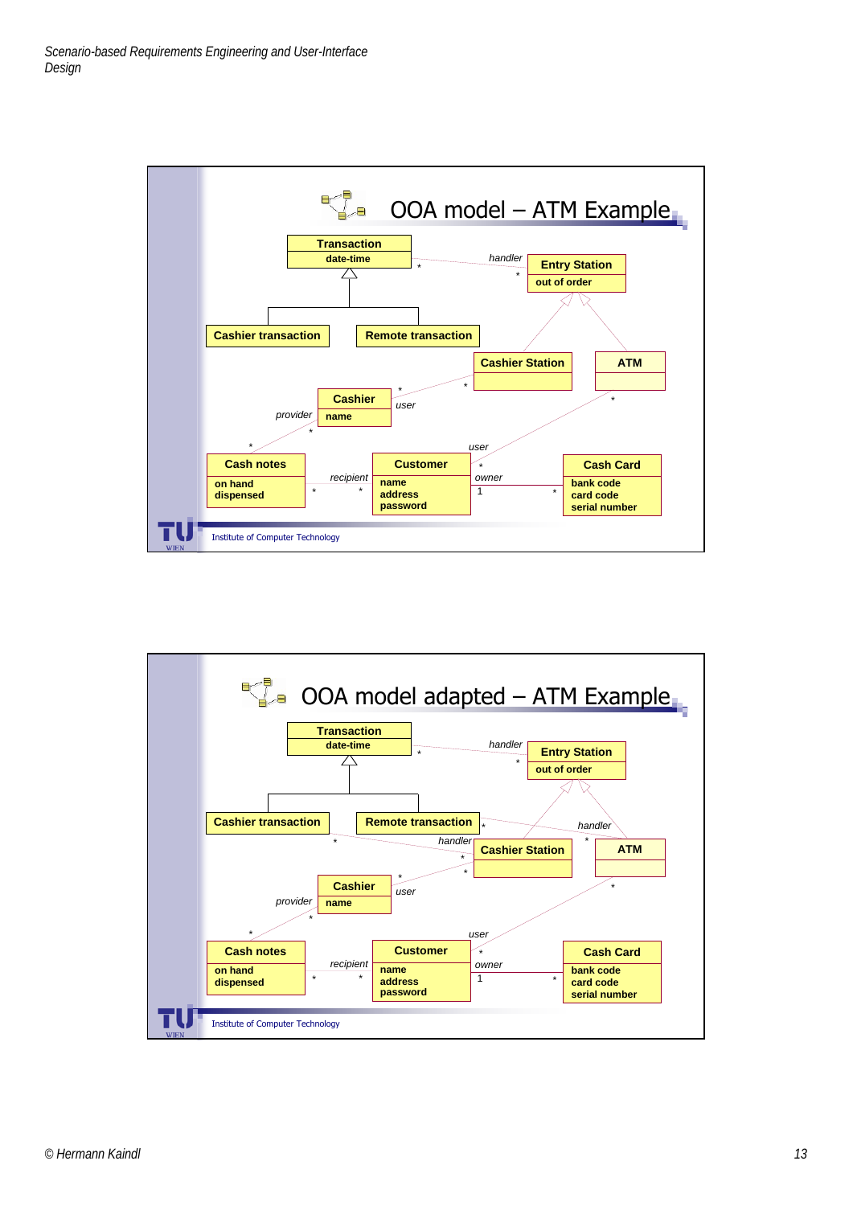## OOA model – ATM Example

- **Transaction** (date-time)
  - Subclasses: **Cashier transaction**, **Remote transaction**
- **Entry Station** (out of order)
  - Subclasses: **Cashier Station**, **ATM**
- **Cashier** (name)
- **Cash notes** (on hand, dispensed)
- **Customer** (name, address, password)
- **Cash Card** (bank code, card code, serial number)

Associations:

- Transaction * — handler * Entry Station
- Cashier * — user * Cashier Station
- Cash notes * — provider * Cashier
- Cash notes * — recipient * Customer
- Customer * — user * ATM
- Customer 1 — owner * Cash Card

Institute of Computer Technology

## OOA model adapted – ATM Example

- **Transaction** (date-time)
  - Subclasses: **Cashier transaction**, **Remote transaction**
- **Entry Station** (out of order)
  - Subclasses: **Cashier Station**, **ATM**
- **Cashier** (name)
- **Cash notes** (on hand, dispensed)
- **Customer** (name, address, password)
- **Cash Card** (bank code, card code, serial number)

Associations:

- Transaction * — handler * Entry Station
- Remote transaction * — handler * ATM
- Cashier transaction * — handler * Cashier Station
- Cashier * — user * Cashier Station
- Cash notes * — provider * Cashier
- Cash notes * — recipient * Customer
- Customer * — user * ATM
- Customer 1 — owner * Cash Card

Institute of Computer Technology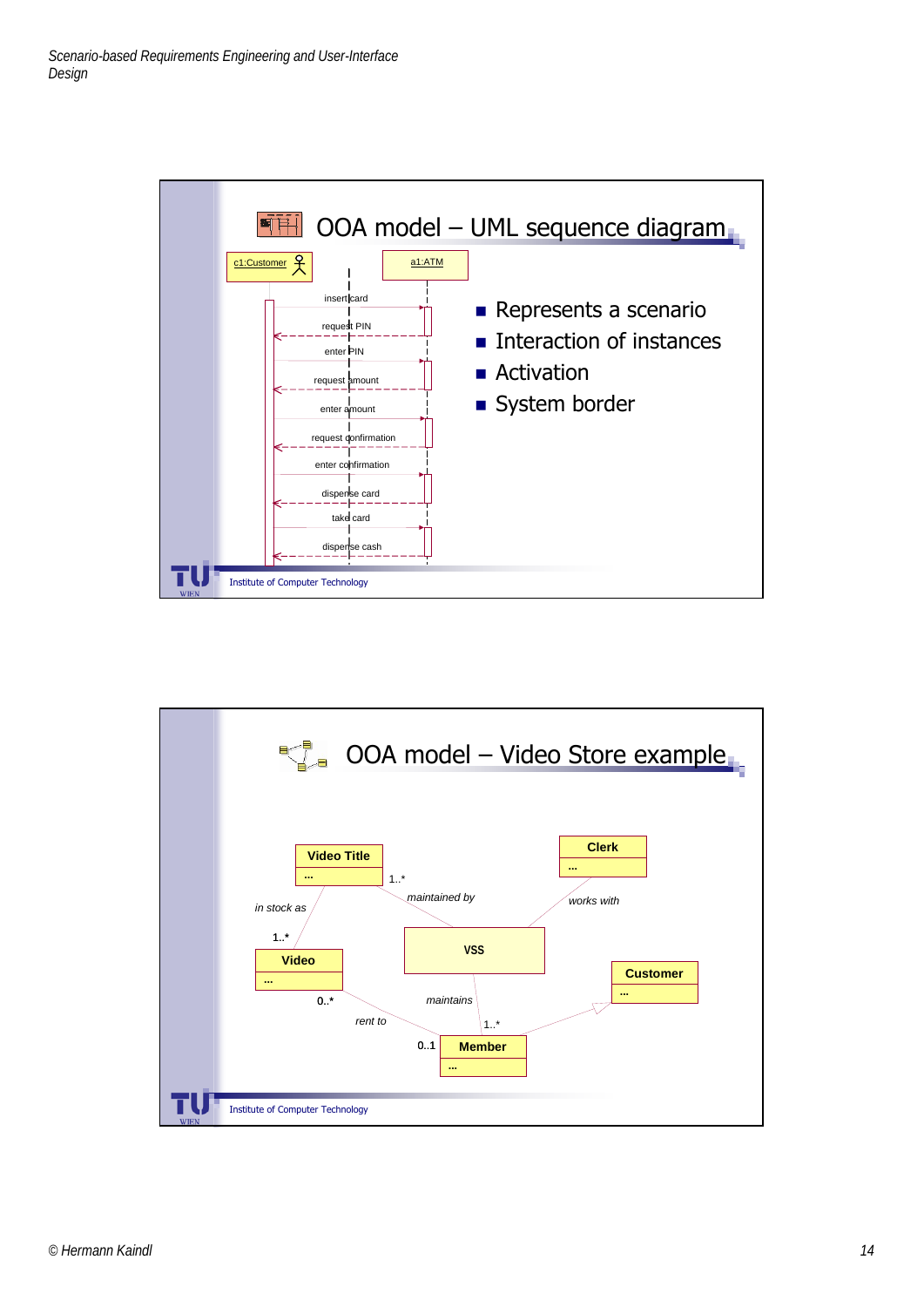## OOA model – UML sequence diagram

c1:Customer — a1:ATM

- insert card
- request PIN
- enter PIN
- request amount
- enter amount
- request confirmation
- enter confirmation
- dispense card
- take card
- dispense cash

- Represents a scenario
- Interaction of instances
- Activation
- System border

Institute of Computer Technology

## OOA model – Video Store example

**Video Title** ... — 1..* maintained by — **VSS**

**Video Title** — *in stock as* — 1..* **Video** ...

**Clerk** ... — *works with* — **VSS**

**Video** — 0..* *rent to* 0..1 — **Member** ...

**VSS** — *maintains* — 1..* **Member**

**Customer** ... — **Member**

Institute of Computer Technology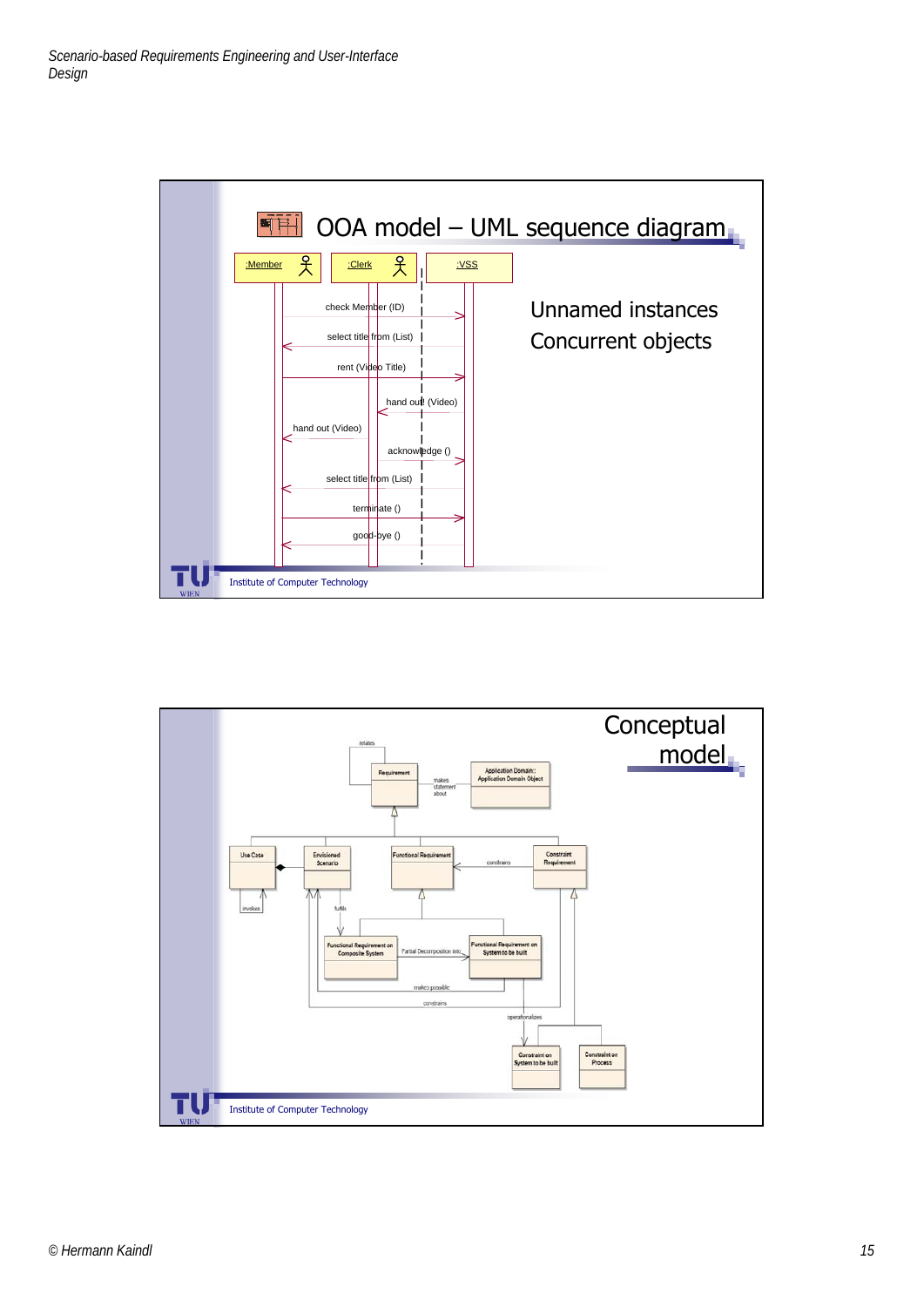## OOA model – UML sequence diagram

:Member | :Clerk | :VSS

- check Member (ID)
- select title from (List)
- rent (Video Title)
- hand out (Video)
- hand out (Video)
- acknowledge ()
- select title from (List)
- terminate ()
- good-bye ()

Unnamed instances

Concurrent objects

Institute of Computer Technology

## Conceptual model

Requirement — relates; makes statement about — Application Domain::Application Domain Object

Use Case (invokes), Envisioned Scenario, Functional Requirement, Constraint Requirement (constrains)

fulfils

Functional Requirement on Composite System — Partial Decomposition into — Functional Requirement on System to be built

makes possible

constrains

operationalizes

Constraint on System to be built, Constraint on Process

Institute of Computer Technology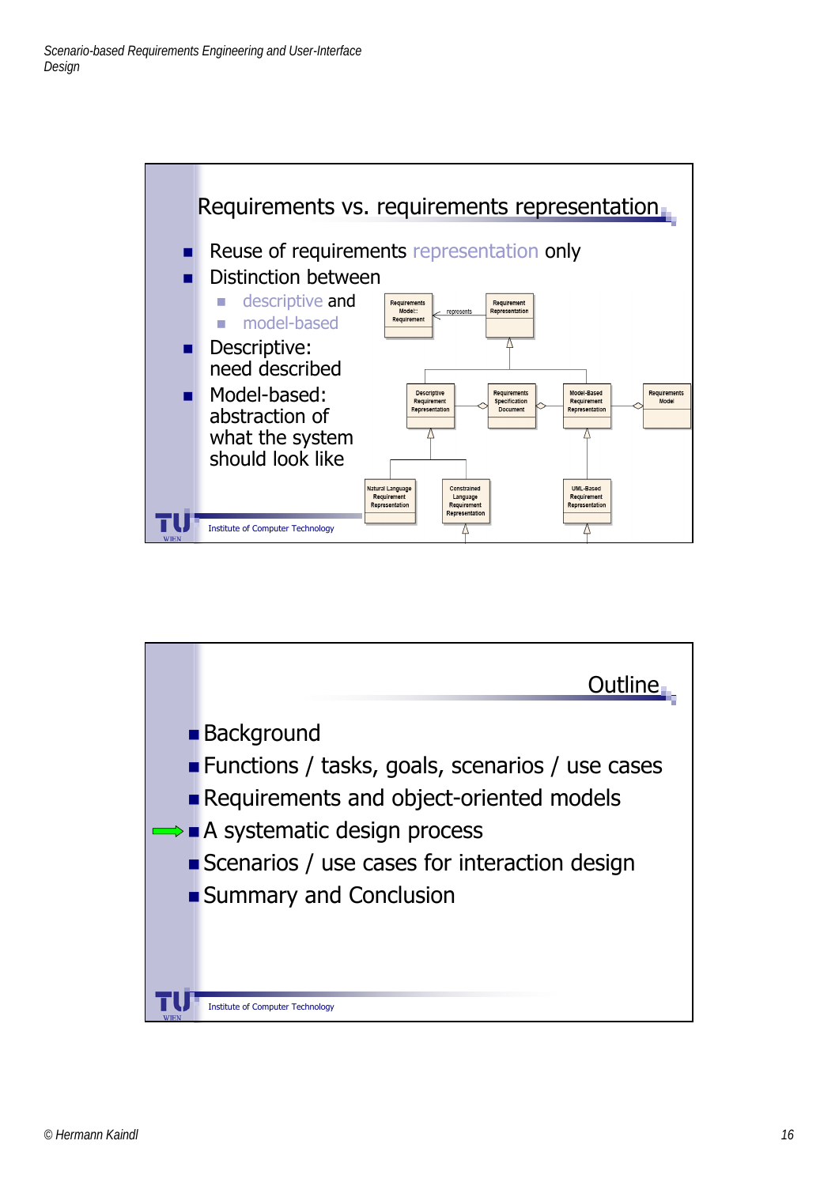## Requirements vs. requirements representation

- Reuse of requirements representation only
- Distinction between
  - descriptive and
  - model-based
- Descriptive: need described
- Model-based: abstraction of what the system should look like

Requirements Model:: Requirement — represents — Requirement Representation

Descriptive Requirement Representation | Requirements Specification Document | Model-Based Requirement Representation | Requirements Model

Natural Language Requirement Representation | Constrained Language Requirement Representation | UML-Based Requirement Representation

Institute of Computer Technology

## Outline

- Background
- Functions / tasks, goals, scenarios / use cases
- Requirements and object-oriented models
- ⇒ A systematic design process
- Scenarios / use cases for interaction design
- Summary and Conclusion

Institute of Computer Technology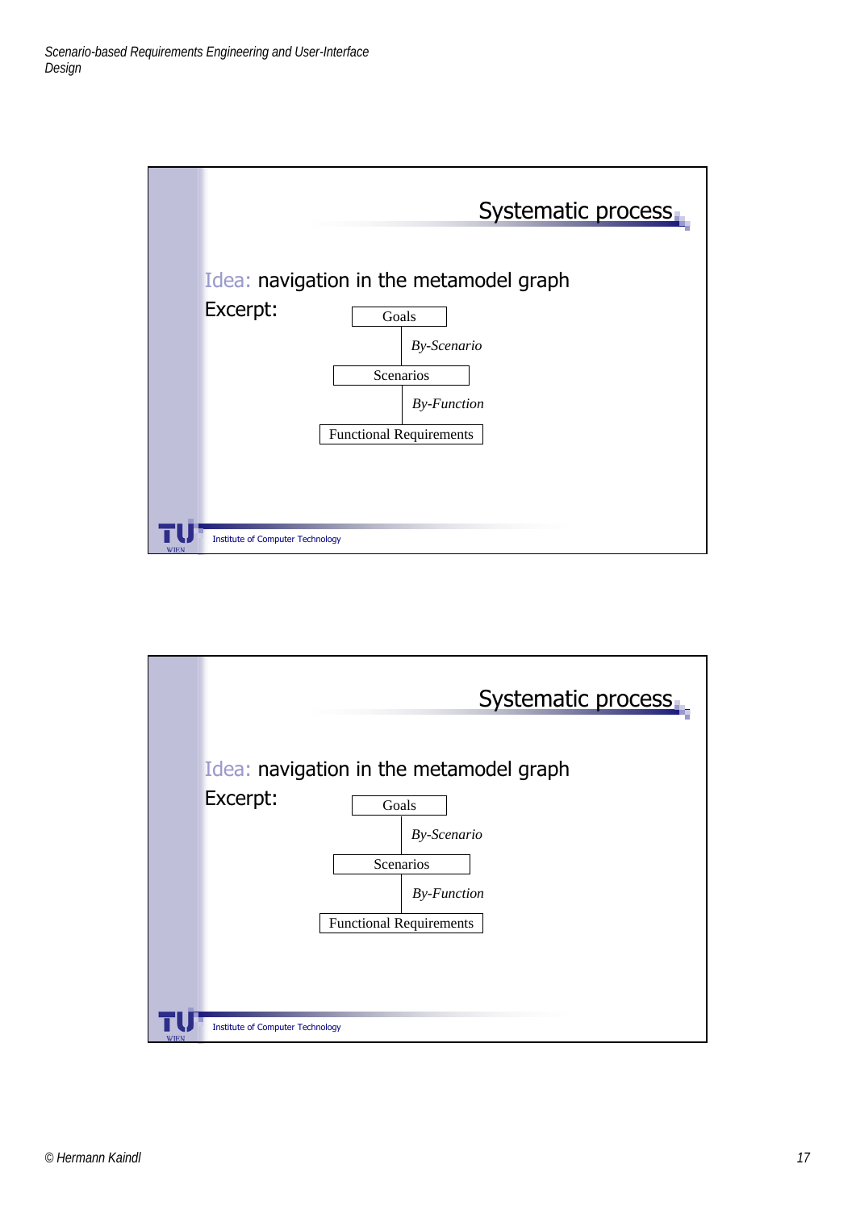## Systematic process

Idea: navigation in the metamodel graph

Excerpt:

Goals
↓ *By-Scenario*
Scenarios
↓ *By-Function*
Functional Requirements

Institute of Computer Technology

## Systematic process

Idea: navigation in the metamodel graph

Excerpt:

Goals
↓ *By-Scenario*
Scenarios
↓ *By-Function*
Functional Requirements

Institute of Computer Technology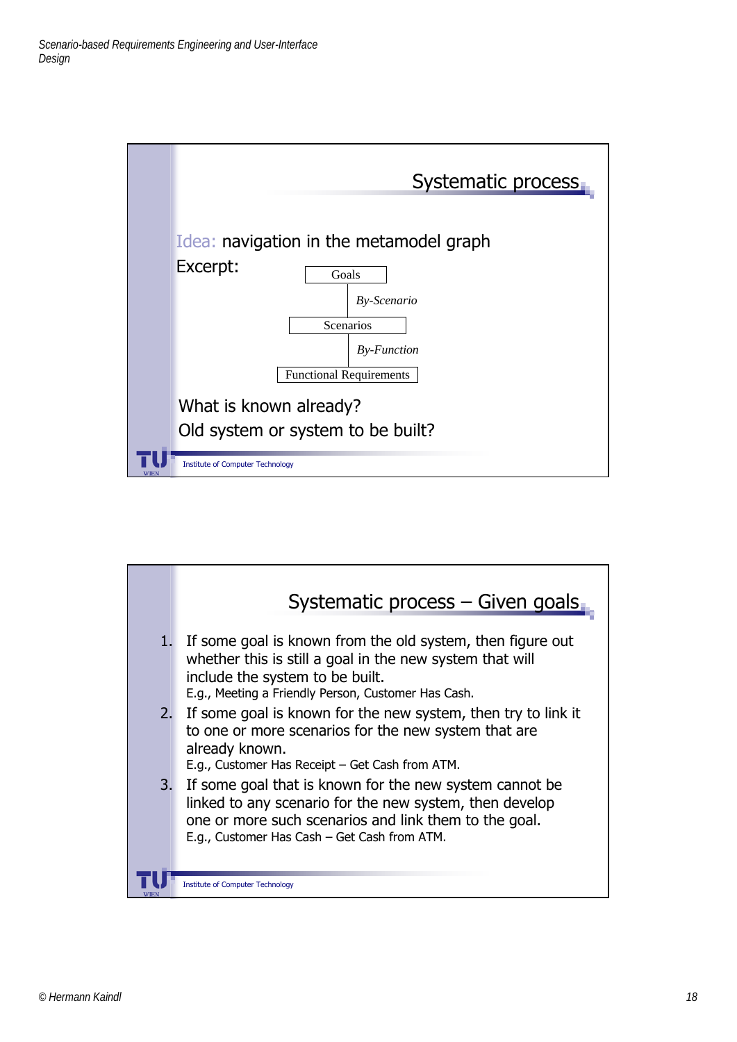## Systematic process

Idea: navigation in the metamodel graph

Excerpt:

```
        Goals
          |  By-Scenario
      Scenarios
          |  By-Function
Functional Requirements
```

What is known already?

Old system or system to be built?

## Systematic process – Given goals

1. If some goal is known from the old system, then figure out whether this is still a goal in the new system that will include the system to be built.
   E.g., Meeting a Friendly Person, Customer Has Cash.
2. If some goal is known for the new system, then try to link it to one or more scenarios for the new system that are already known.
   E.g., Customer Has Receipt – Get Cash from ATM.
3. If some goal that is known for the new system cannot be linked to any scenario for the new system, then develop one or more such scenarios and link them to the goal.
   E.g., Customer Has Cash – Get Cash from ATM.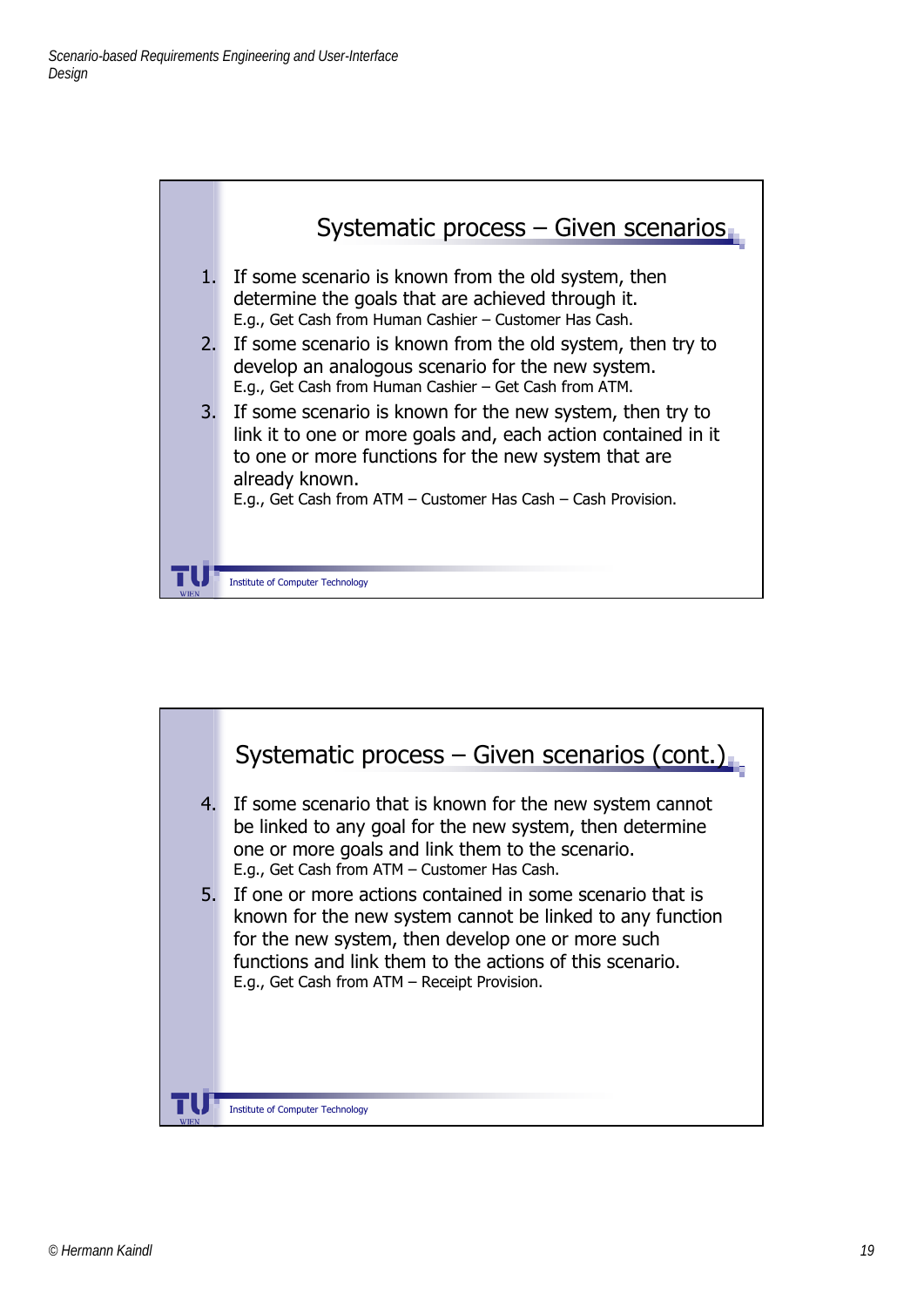## Systematic process – Given scenarios

1. If some scenario is known from the old system, then determine the goals that are achieved through it.
   E.g., Get Cash from Human Cashier – Customer Has Cash.
2. If some scenario is known from the old system, then try to develop an analogous scenario for the new system.
   E.g., Get Cash from Human Cashier – Get Cash from ATM.
3. If some scenario is known for the new system, then try to link it to one or more goals and, each action contained in it to one or more functions for the new system that are already known.
   E.g., Get Cash from ATM – Customer Has Cash – Cash Provision.

Institute of Computer Technology

## Systematic process – Given scenarios (cont.)

4. If some scenario that is known for the new system cannot be linked to any goal for the new system, then determine one or more goals and link them to the scenario.
   E.g., Get Cash from ATM – Customer Has Cash.
5. If one or more actions contained in some scenario that is known for the new system cannot be linked to any function for the new system, then develop one or more such functions and link them to the actions of this scenario.
   E.g., Get Cash from ATM – Receipt Provision.

Institute of Computer Technology

© Hermann Kaindl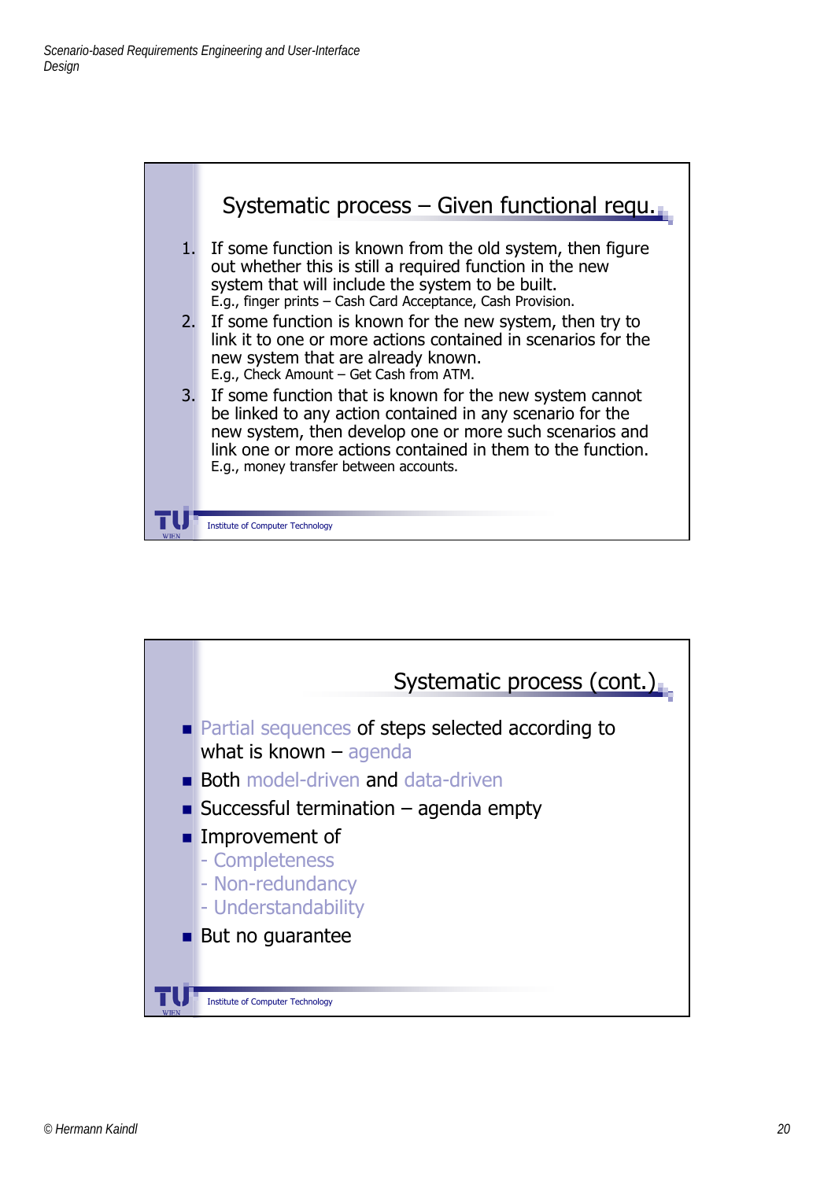## Systematic process – Given functional requ.

1. If some function is known from the old system, then figure out whether this is still a required function in the new system that will include the system to be built.
   E.g., finger prints – Cash Card Acceptance, Cash Provision.
2. If some function is known for the new system, then try to link it to one or more actions contained in scenarios for the new system that are already known.
   E.g., Check Amount – Get Cash from ATM.
3. If some function that is known for the new system cannot be linked to any action contained in any scenario for the new system, then develop one or more such scenarios and link one or more actions contained in them to the function.
   E.g., money transfer between accounts.

Institute of Computer Technology

## Systematic process (cont.)

- Partial sequences of steps selected according to what is known – agenda
- Both model-driven and data-driven
- Successful termination – agenda empty
- Improvement of
  - Completeness
  - Non-redundancy
  - Understandability
- But no guarantee

Institute of Computer Technology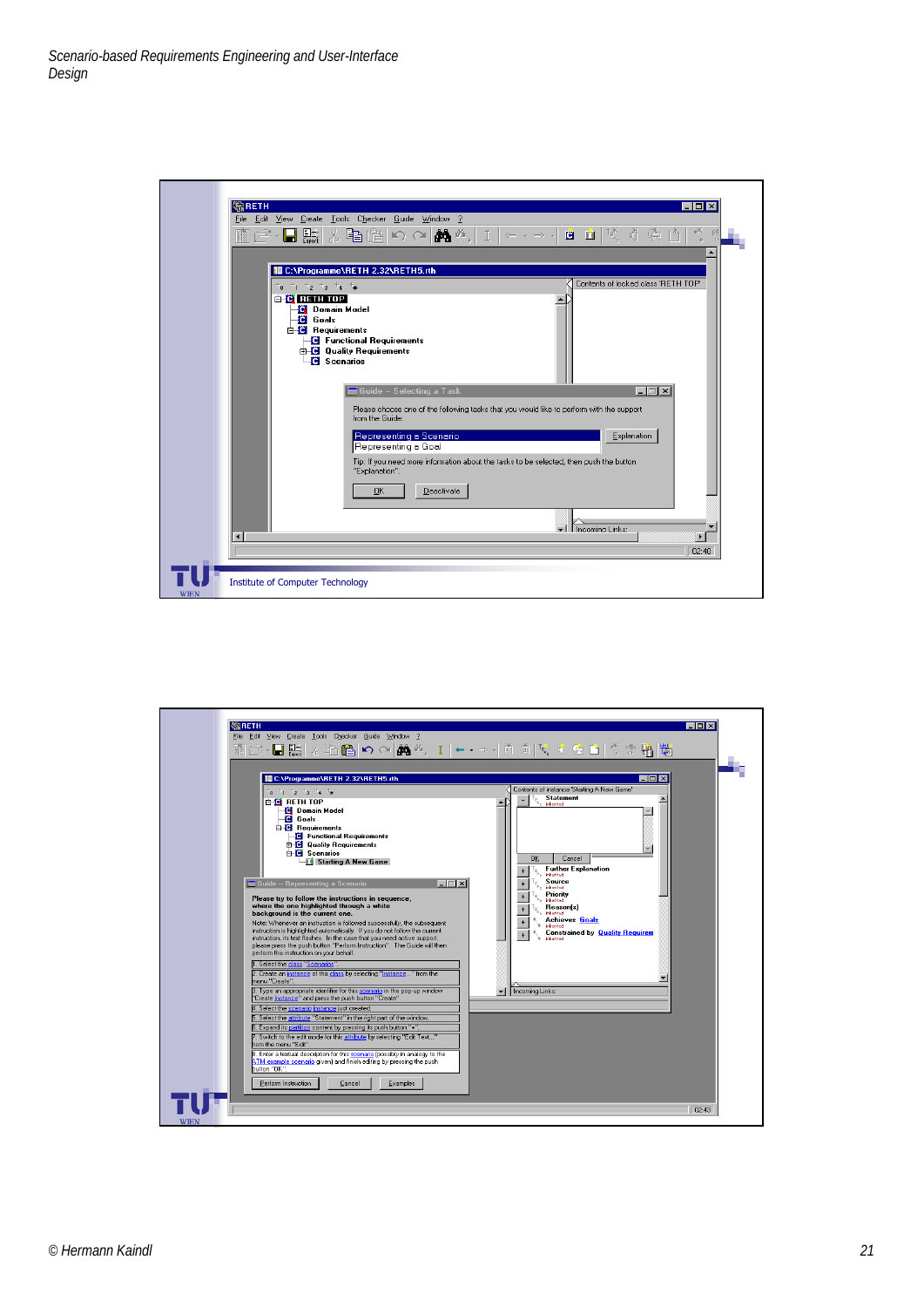**Guide -- Selecting a Task**

Please choose one of the following tasks that you would like to perform with the support from the Guide:

- Representing a Scenario
- Representing a Goal

Tip: If you need more information about the tasks to be selected, then push the button "Explanation".

Institute of Computer Technology

**Guide -- Representing a Scenario**

**Please try to follow the instructions in sequence, where the one highlighted through a white background is the current one.**

Note: Whenever an instruction is followed successfully, the subsequent instruction is highlighted automatically. If you do not follow the current instruction, its text flashes. In the case that you need active support, please press the push button "Perform Instruction". The Guide will then perform this instruction on your behalf.

1. Select the class "Scenario".
2. Create an instance of this class by selecting "Instance..." from the menu "Create".
3. Type an appropriate identifier for this scenario in the pop-up window "Create Instance" and press the push button "Create".
4. Select the scenario instance just created.
5. Select the attribute "Statement" in the right part of the window.
6. Expand its partition content by pressing its push button "+".
7. Switch to the edit mode for this attribute by selecting "Edit Text..." from the menu "Edit".
8. Enter a textual description for this scenario (possibly in analogy to the ATM example scenario given) and finish editing by pressing the push button "OK".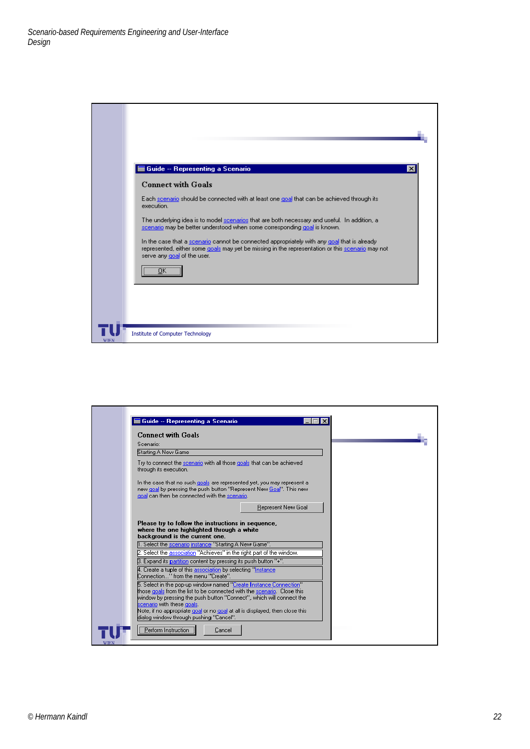**Guide -- Representing a Scenario**

### Connect with Goals

Each scenario should be connected with at least one goal that can be achieved through its execution.

The underlying idea is to model scenarios that are both necessary and useful. In addition, a scenario may be better understood when some corresponding goal is known.

In the case that a scenario cannot be connected appropriately with any goal that is already represented, either some goals may yet be missing in the representation or this scenario may not serve any goal of the user.

OK

Institute of Computer Technology

---

**Guide -- Representing a Scenario**

### Connect with Goals

Scenario:

Starting A New Game

Try to connect the scenario with all those goals that can be achieved through its execution.

In the case that no such goals are represented yet, you may represent a new goal by pressing the push button "Represent New Goal". This new goal can then be connected with the scenario.

Represent New Goal

**Please try to follow the instructions in sequence, where the one highlighted through a white background is the current one.**

1. Select the scenario instance "Starting A New Game".
2. Select the association "Achieves" in the right part of the window.
3. Expand its partition content by pressing its push button "+".
4. Create a tuple of this association by selecting "Instance Connection..." from the menu "Create".
5. Select in the pop-up window named "Create Instance Connection" those goals from the list to be connected with the scenario. Close this window by pressing the push button "Connect", which will connect the scenario with these goals.
Note, if no appropriate goal or no goal at all is displayed, then close this dialog window through pushing "Cancel".

Perform Instruction | Cancel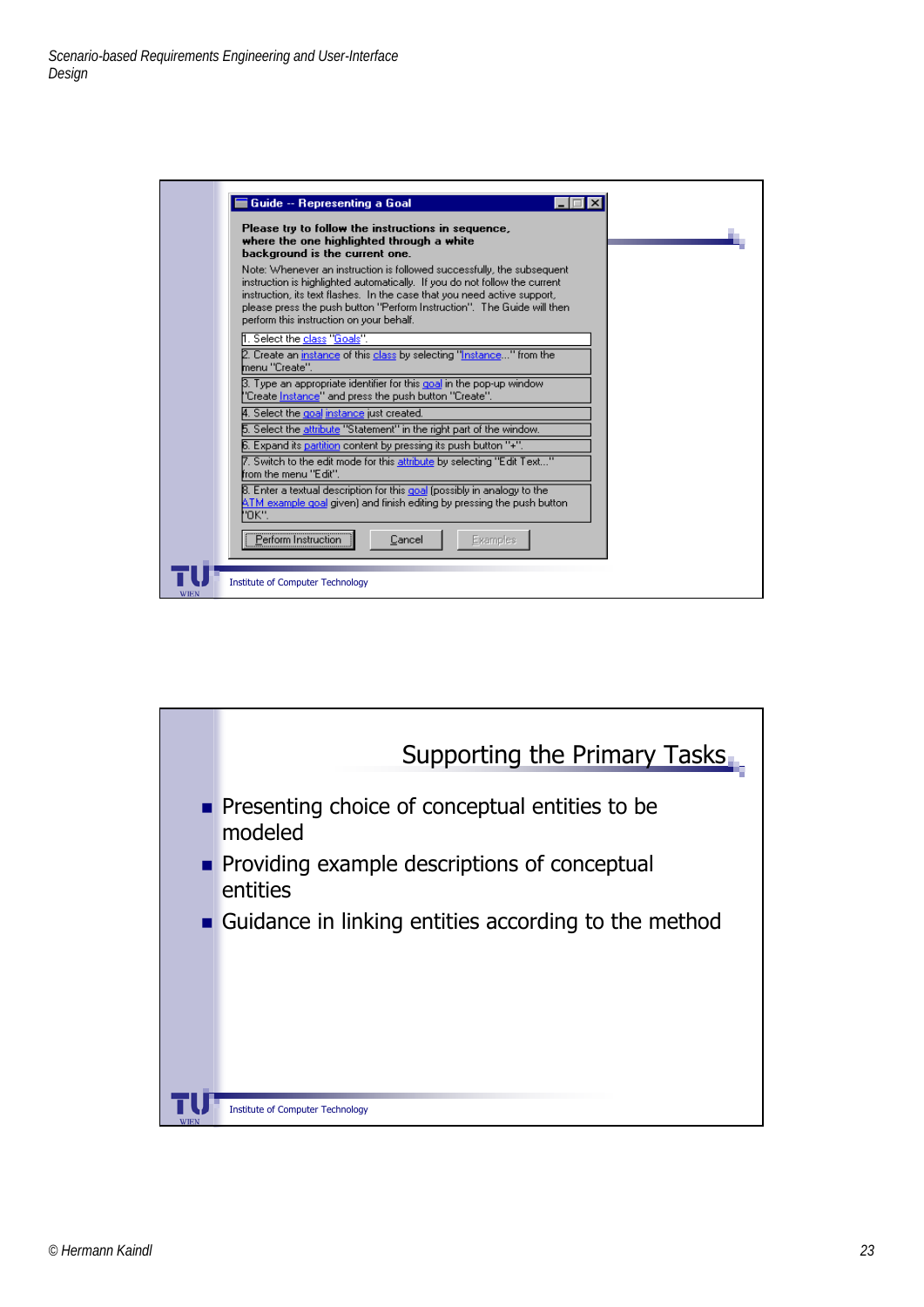**Guide -- Representing a Goal**

**Please try to follow the instructions in sequence, where the one highlighted through a white background is the current one.**

Note: Whenever an instruction is followed successfully, the subsequent instruction is highlighted automatically. If you do not follow the current instruction, its text flashes. In the case that you need active support, please press the push button "Perform Instruction". The Guide will then perform this instruction on your behalf.

1. Select the class "Goals".
2. Create an instance of this class by selecting "Instance..." from the menu "Create".
3. Type an appropriate identifier for this goal in the pop-up window "Create Instance" and press the push button "Create".
4. Select the goal instance just created.
5. Select the attribute "Statement" in the right part of the window.
6. Expand its partition content by pressing its push button "+".
7. Switch to the edit mode for this attribute by selecting "Edit Text..." from the menu "Edit".
8. Enter a textual description for this goal (possibly in analogy to the ATM example goal given) and finish editing by pressing the push button "OK".

Perform Instruction | Cancel | Examples

Institute of Computer Technology

## Supporting the Primary Tasks

- Presenting choice of conceptual entities to be modeled
- Providing example descriptions of conceptual entities
- Guidance in linking entities according to the method

Institute of Computer Technology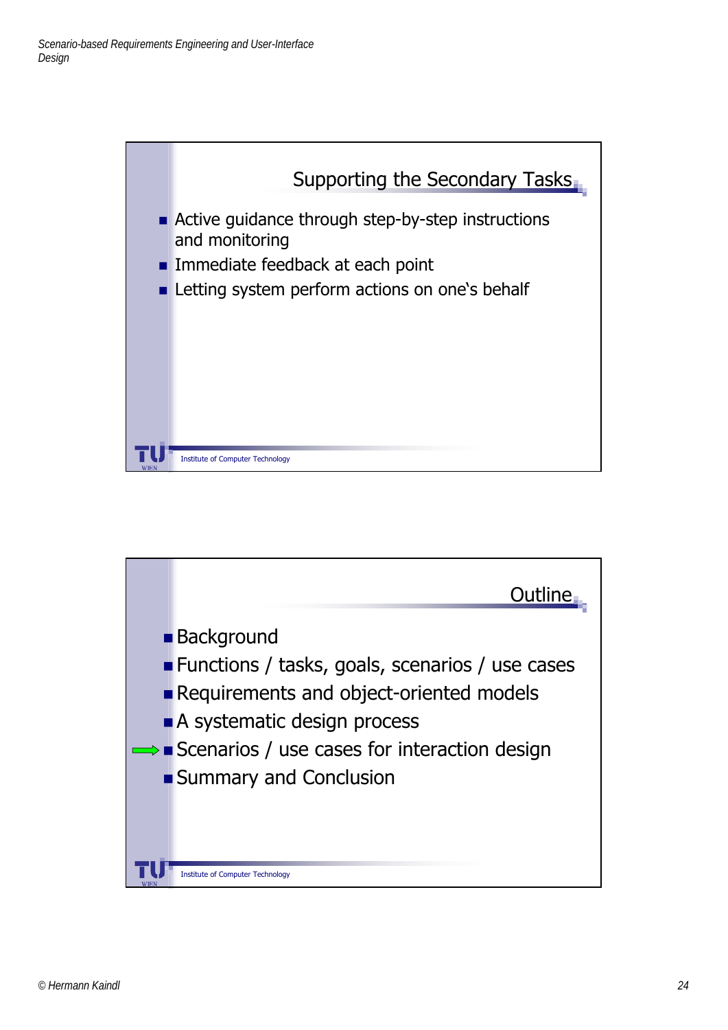## Supporting the Secondary Tasks

- Active guidance through step-by-step instructions and monitoring
- Immediate feedback at each point
- Letting system perform actions on one‘s behalf

Institute of Computer Technology

## Outline

- Background
- Functions / tasks, goals, scenarios / use cases
- Requirements and object-oriented models
- A systematic design process
- ⇨ Scenarios / use cases for interaction design
- Summary and Conclusion

Institute of Computer Technology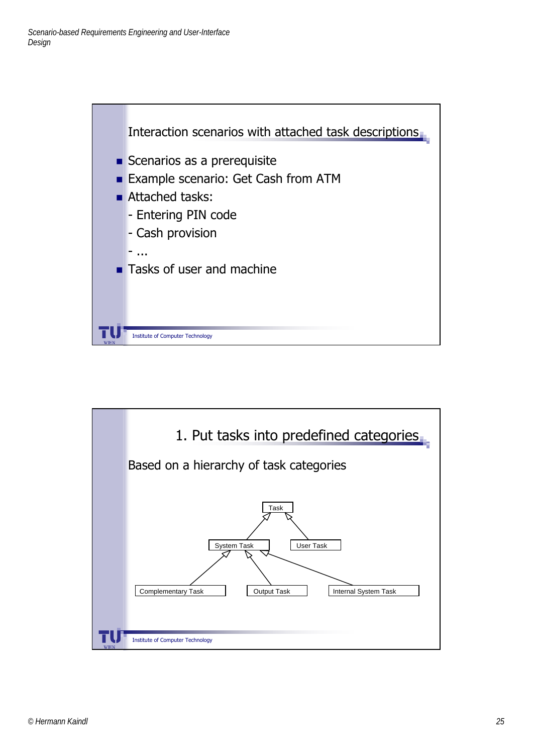## Interaction scenarios with attached task descriptions

- Scenarios as a prerequisite
- Example scenario: Get Cash from ATM
- Attached tasks:
  - Entering PIN code
  - Cash provision
  - ...
- Tasks of user and machine

Institute of Computer Technology

## 1. Put tasks into predefined categories

Based on a hierarchy of task categories

- Task
  - System Task
    - Complementary Task
    - Output Task
    - Internal System Task
  - User Task

Institute of Computer Technology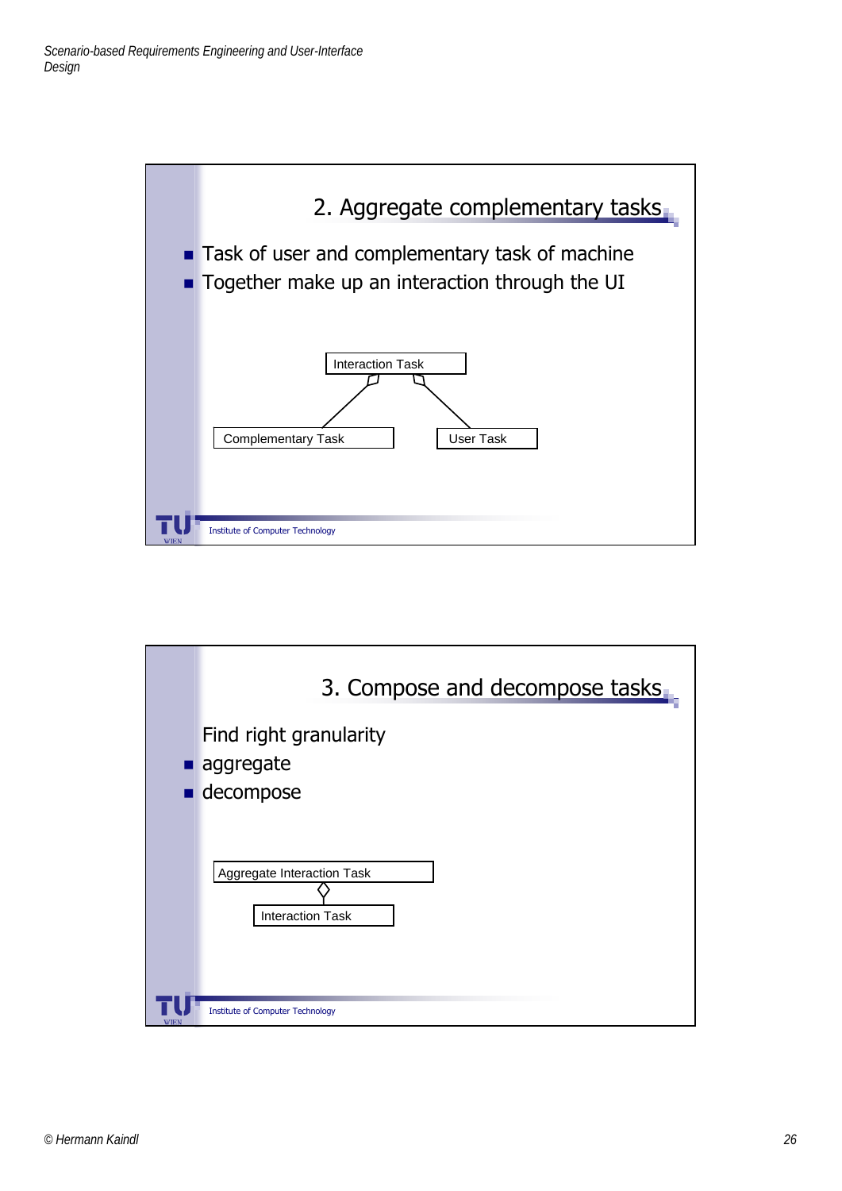## 2. Aggregate complementary tasks

- Task of user and complementary task of machine
- Together make up an interaction through the UI

Interaction Task

Complementary Task

User Task

Institute of Computer Technology

## 3. Compose and decompose tasks

Find right granularity

- aggregate
- decompose

Aggregate Interaction Task

Interaction Task

Institute of Computer Technology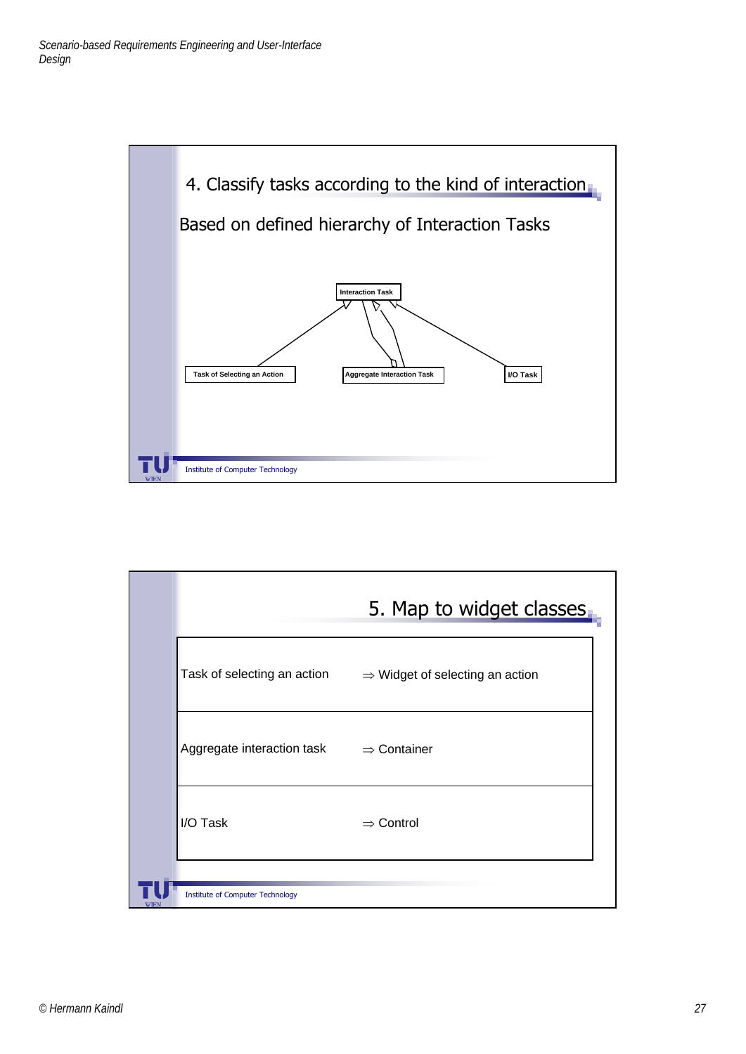## 4. Classify tasks according to the kind of interaction

Based on defined hierarchy of Interaction Tasks

Interaction Task

Task of Selecting an Action

Aggregate Interaction Task

I/O Task

Institute of Computer Technology

## 5. Map to widget classes

| | |
|---|---|
| Task of selecting an action | ⇒ Widget of selecting an action |
| Aggregate interaction task | ⇒ Container |
| I/O Task | ⇒ Control |

Institute of Computer Technology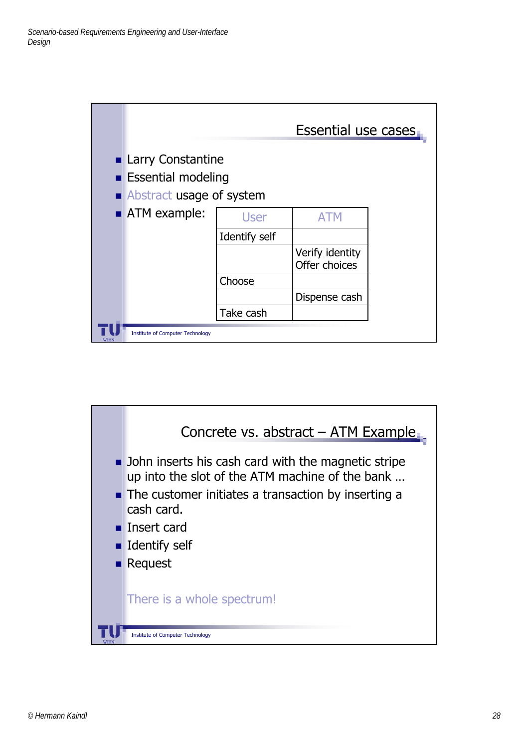## Essential use cases

- Larry Constantine
- Essential modeling
- Abstract usage of system
- ATM example:

| User | ATM |
|---|---|
| Identify self | |
| | Verify identity<br>Offer choices |
| Choose | |
| | Dispense cash |
| Take cash | |

Institute of Computer Technology

## Concrete vs. abstract – ATM Example

- John inserts his cash card with the magnetic stripe up into the slot of the ATM machine of the bank …
- The customer initiates a transaction by inserting a cash card.
- Insert card
- Identify self
- Request

There is a whole spectrum!

Institute of Computer Technology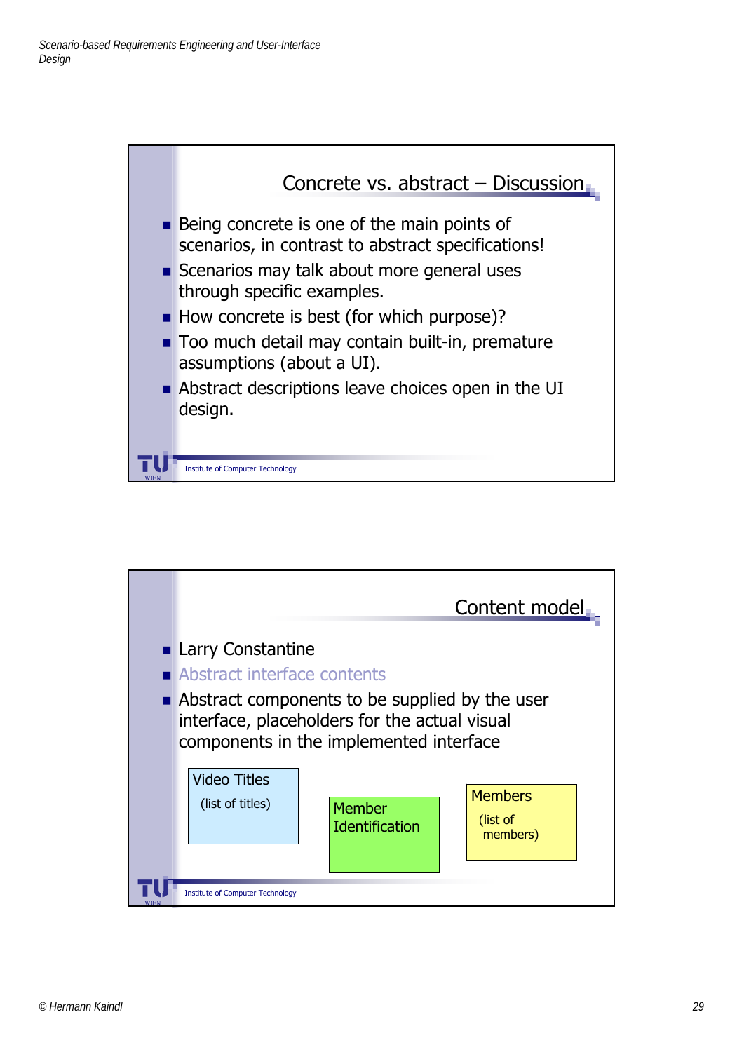## Concrete vs. abstract – Discussion

- Being concrete is one of the main points of scenarios, in contrast to abstract specifications!
- Scenarios may talk about more general uses through specific examples.
- How concrete is best (for which purpose)?
- Too much detail may contain built-in, premature assumptions (about a UI).
- Abstract descriptions leave choices open in the UI design.

Institute of Computer Technology

## Content model

- Larry Constantine
- Abstract interface contents
- Abstract components to be supplied by the user interface, placeholders for the actual visual components in the implemented interface

Video Titles (list of titles)

Member Identification

Members (list of members)

Institute of Computer Technology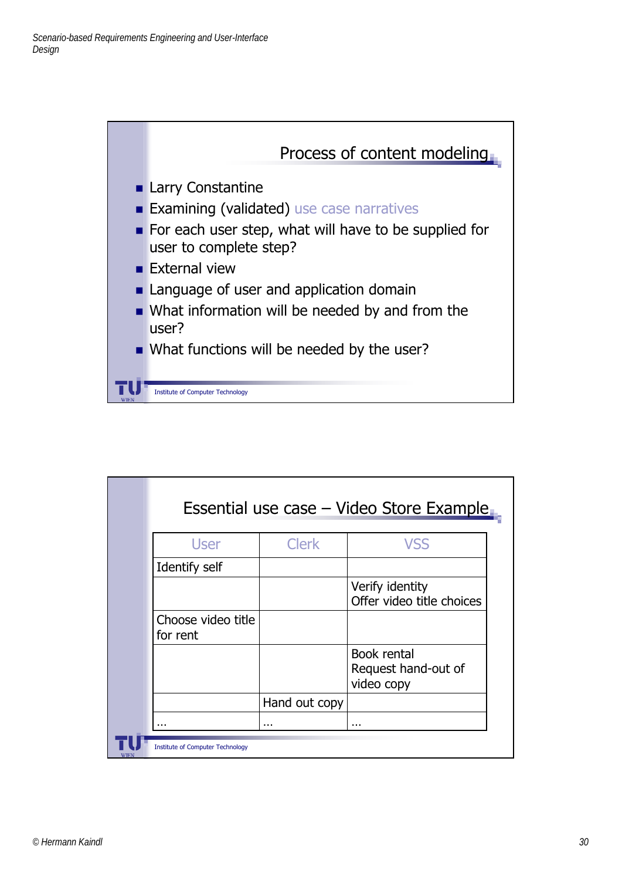## Process of content modeling

- Larry Constantine
- Examining (validated) use case narratives
- For each user step, what will have to be supplied for user to complete step?
- External view
- Language of user and application domain
- What information will be needed by and from the user?
- What functions will be needed by the user?

Institute of Computer Technology

## Essential use case – Video Store Example

| User | Clerk | VSS |
|---|---|---|
| Identify self | | |
| | | Verify identity<br>Offer video title choices |
| Choose video title for rent | | |
| | | Book rental<br>Request hand-out of video copy |
| | Hand out copy | |
| … | … | … |

Institute of Computer Technology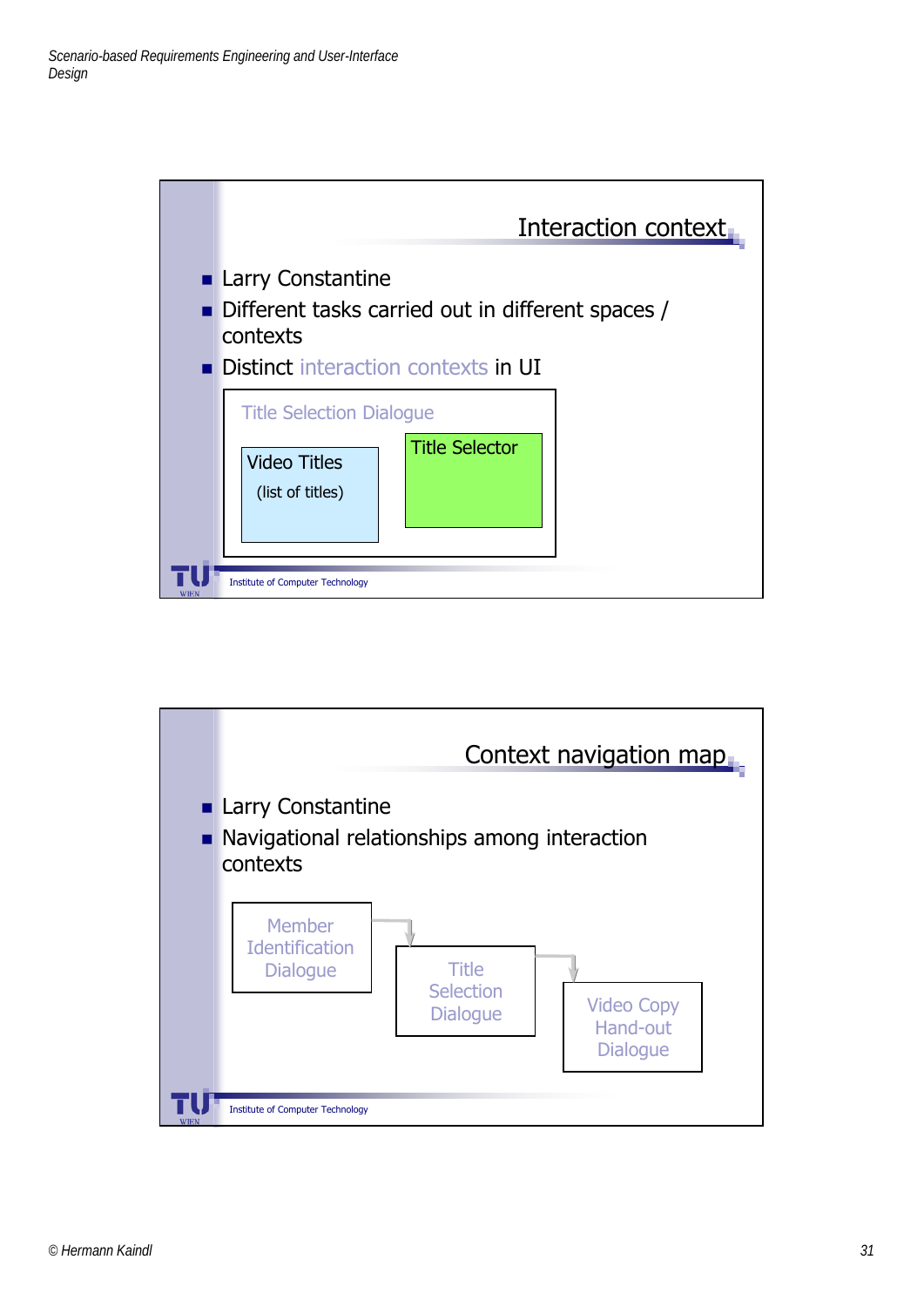## Interaction context

- Larry Constantine
- Different tasks carried out in different spaces / contexts
- Distinct interaction contexts in UI

Title Selection Dialogue

Video Titles

(list of titles)

Title Selector

Institute of Computer Technology

## Context navigation map

- Larry Constantine
- Navigational relationships among interaction contexts

Member Identification Dialogue → Title Selection Dialogue → Video Copy Hand-out Dialogue

Institute of Computer Technology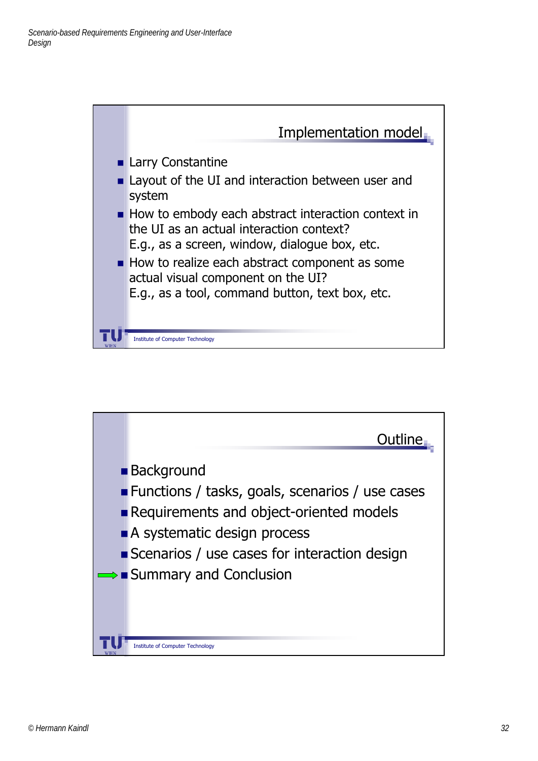## Implementation model

- Larry Constantine
- Layout of the UI and interaction between user and system
- How to embody each abstract interaction context in the UI as an actual interaction context?
  E.g., as a screen, window, dialogue box, etc.
- How to realize each abstract component as some actual visual component on the UI?
  E.g., as a tool, command button, text box, etc.

Institute of Computer Technology

## Outline

- Background
- Functions / tasks, goals, scenarios / use cases
- Requirements and object-oriented models
- A systematic design process
- Scenarios / use cases for interaction design
- Summary and Conclusion

Institute of Computer Technology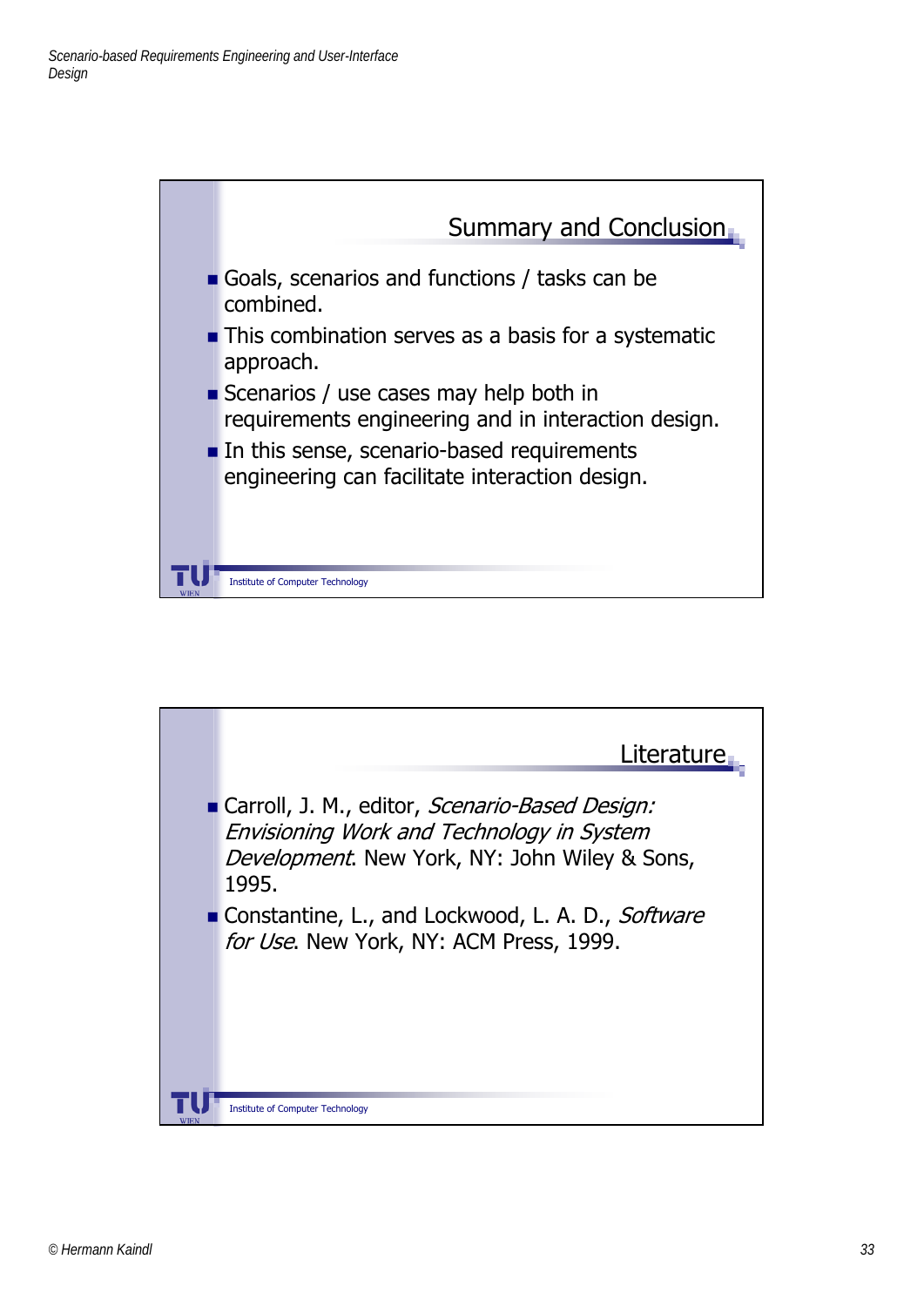## Summary and Conclusion

- Goals, scenarios and functions / tasks can be combined.
- This combination serves as a basis for a systematic approach.
- Scenarios / use cases may help both in requirements engineering and in interaction design.
- In this sense, scenario-based requirements engineering can facilitate interaction design.

Institute of Computer Technology

## Literature

- Carroll, J. M., editor, *Scenario-Based Design: Envisioning Work and Technology in System Development*. New York, NY: John Wiley & Sons, 1995.
- Constantine, L., and Lockwood, L. A. D., *Software for Use*. New York, NY: ACM Press, 1999.

Institute of Computer Technology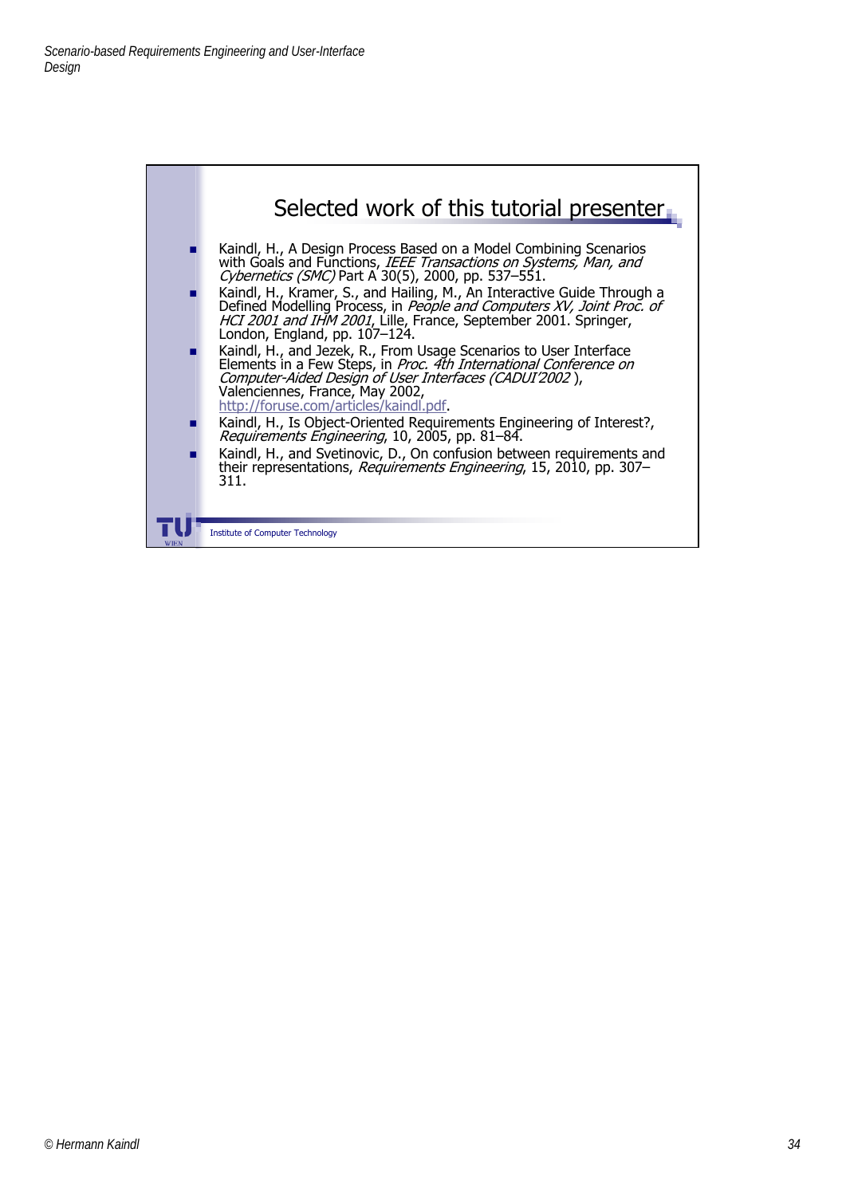## Selected work of this tutorial presenter

- Kaindl, H., A Design Process Based on a Model Combining Scenarios with Goals and Functions, *IEEE Transactions on Systems, Man, and Cybernetics (SMC)* Part A 30(5), 2000, pp. 537–551.
- Kaindl, H., Kramer, S., and Hailing, M., An Interactive Guide Through a Defined Modelling Process, in *People and Computers XV, Joint Proc. of HCI 2001 and IHM 2001*, Lille, France, September 2001. Springer, London, England, pp. 107–124.
- Kaindl, H., and Jezek, R., From Usage Scenarios to User Interface Elements in a Few Steps, in *Proc. 4th International Conference on Computer-Aided Design of User Interfaces (CADUI'2002* ), Valenciennes, France, May 2002, http://foruse.com/articles/kaindl.pdf.
- Kaindl, H., Is Object-Oriented Requirements Engineering of Interest?, *Requirements Engineering*, 10, 2005, pp. 81–84.
- Kaindl, H., and Svetinovic, D., On confusion between requirements and their representations, *Requirements Engineering*, 15, 2010, pp. 307–311.

Institute of Computer Technology